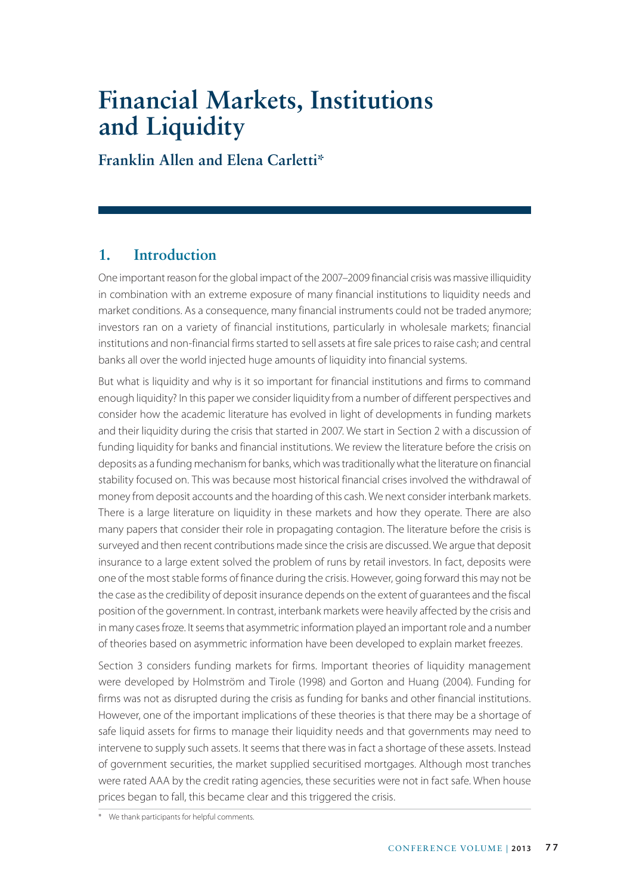# Financial Markets, Institutions and Liquidity

**Franklin Allen and Elena Carletti***

## 1. Introduction

One important reason for the global impact of the 2007–2009 financial crisis was massive illiquidity in combination with an extreme exposure of many financial institutions to liquidity needs and market conditions. As a consequence, many financial instruments could not be traded anymore; investors ran on a variety of financial institutions, particularly in wholesale markets; financial institutions and non-financial firms started to sell assets at fire sale prices to raise cash; and central banks all over the world injected huge amounts of liquidity into financial systems.

But what is liquidity and why is it so important for financial institutions and firms to command enough liquidity? In this paper we consider liquidity from a number of different perspectives and consider how the academic literature has evolved in light of developments in funding markets and their liquidity during the crisis that started in 2007. We start in Section 2 with a discussion of funding liquidity for banks and financial institutions. We review the literature before the crisis on deposits as a funding mechanism for banks, which was traditionally what the literature on financial stability focused on. This was because most historical financial crises involved the withdrawal of money from deposit accounts and the hoarding of this cash. We next consider interbank markets. There is a large literature on liquidity in these markets and how they operate. There are also many papers that consider their role in propagating contagion. The literature before the crisis is surveyed and then recent contributions made since the crisis are discussed. We argue that deposit insurance to a large extent solved the problem of runs by retail investors. In fact, deposits were one of the most stable forms of finance during the crisis. However, going forward this may not be the case as the credibility of deposit insurance depends on the extent of guarantees and the fiscal position of the government. In contrast, interbank markets were heavily affected by the crisis and in many cases froze. It seems that asymmetric information played an important role and a number of theories based on asymmetric information have been developed to explain market freezes.

Section 3 considers funding markets for firms. Important theories of liquidity management were developed by Holmström and Tirole (1998) and Gorton and Huang (2004). Funding for firms was not as disrupted during the crisis as funding for banks and other financial institutions. However, one of the important implications of these theories is that there may be a shortage of safe liquid assets for firms to manage their liquidity needs and that governments may need to intervene to supply such assets. It seems that there was in fact a shortage of these assets. Instead of government securities, the market supplied securitised mortgages. Although most tranches were rated AAA by the credit rating agencies, these securities were not in fact safe. When house prices began to fall, this became clear and this triggered the crisis.

\* We thank participants for helpful comments.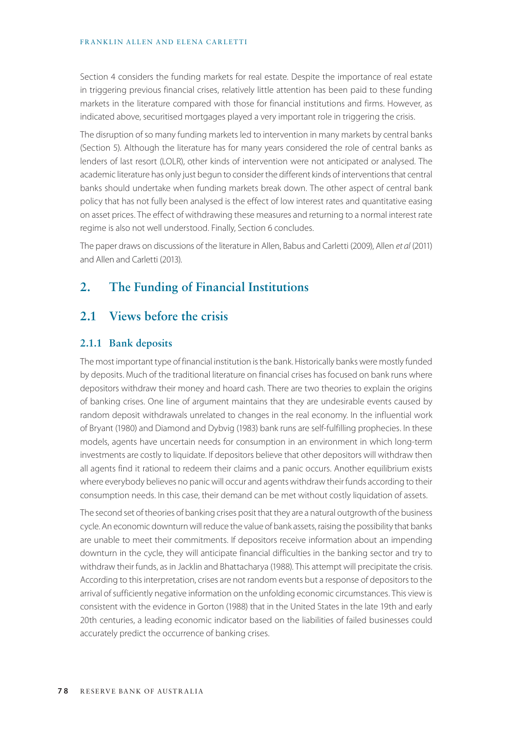Section 4 considers the funding markets for real estate. Despite the importance of real estate in triggering previous financial crises, relatively little attention has been paid to these funding markets in the literature compared with those for financial institutions and firms. However, as indicated above, securitised mortgages played a very important role in triggering the crisis.

The disruption of so many funding markets led to intervention in many markets by central banks (Section 5). Although the literature has for many years considered the role of central banks as lenders of last resort (LOLR), other kinds of intervention were not anticipated or analysed. The academic literature has only just begun to consider the different kinds of interventions that central banks should undertake when funding markets break down. The other aspect of central bank policy that has not fully been analysed is the effect of low interest rates and quantitative easing on asset prices. The effect of withdrawing these measures and returning to a normal interest rate regime is also not well understood. Finally, Section 6 concludes.

The paper draws on discussions of the literature in Allen, Babus and Carletti (2009), Allen *et al* (2011) and Allen and Carletti (2013).

## 2. The Funding of Financial Institutions

## 2.1 Views before the crisis

### 2.1.1 Bank deposits

The most important type of financial institution is the bank. Historically banks were mostly funded by deposits. Much of the traditional literature on financial crises has focused on bank runs where depositors withdraw their money and hoard cash. There are two theories to explain the origins of banking crises. One line of argument maintains that they are undesirable events caused by random deposit withdrawals unrelated to changes in the real economy. In the influential work of Bryant (1980) and Diamond and Dybvig (1983) bank runs are self-fulfilling prophecies. In these models, agents have uncertain needs for consumption in an environment in which long-term investments are costly to liquidate. If depositors believe that other depositors will withdraw then all agents find it rational to redeem their claims and a panic occurs. Another equilibrium exists where everybody believes no panic will occur and agents withdraw their funds according to their consumption needs. In this case, their demand can be met without costly liquidation of assets.

The second set of theories of banking crises posit that they are a natural outgrowth of the business cycle. An economic downturn will reduce the value of bank assets, raising the possibility that banks are unable to meet their commitments. If depositors receive information about an impending downturn in the cycle, they will anticipate financial difficulties in the banking sector and try to withdraw their funds, as in Jacklin and Bhattacharya (1988). This attempt will precipitate the crisis. According to this interpretation, crises are not random events but a response of depositors to the arrival of sufficiently negative information on the unfolding economic circumstances. This view is consistent with the evidence in Gorton (1988) that in the United States in the late 19th and early 20th centuries, a leading economic indicator based on the liabilities of failed businesses could accurately predict the occurrence of banking crises.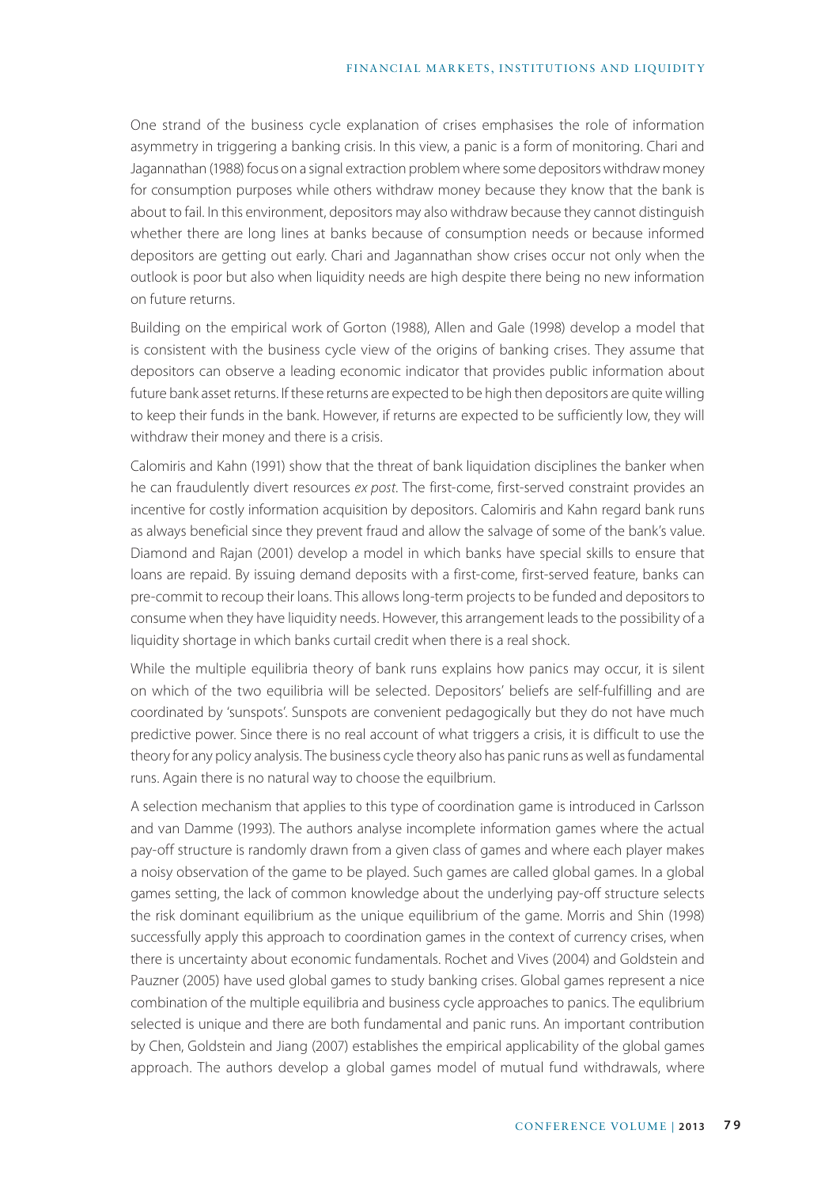One strand of the business cycle explanation of crises emphasises the role of information asymmetry in triggering a banking crisis. In this view, a panic is a form of monitoring. Chari and Jagannathan (1988) focus on a signal extraction problem where some depositors withdraw money for consumption purposes while others withdraw money because they know that the bank is about to fail. In this environment, depositors may also withdraw because they cannot distinguish whether there are long lines at banks because of consumption needs or because informed depositors are getting out early. Chari and Jagannathan show crises occur not only when the outlook is poor but also when liquidity needs are high despite there being no new information on future returns.

Building on the empirical work of Gorton (1988), Allen and Gale (1998) develop a model that is consistent with the business cycle view of the origins of banking crises. They assume that depositors can observe a leading economic indicator that provides public information about future bank asset returns. If these returns are expected to be high then depositors are quite willing to keep their funds in the bank. However, if returns are expected to be sufficiently low, they will withdraw their money and there is a crisis.

Calomiris and Kahn (1991) show that the threat of bank liquidation disciplines the banker when he can fraudulently divert resources *ex post*. The first-come, first-served constraint provides an incentive for costly information acquisition by depositors. Calomiris and Kahn regard bank runs as always beneficial since they prevent fraud and allow the salvage of some of the bank's value. Diamond and Rajan (2001) develop a model in which banks have special skills to ensure that loans are repaid. By issuing demand deposits with a first-come, first-served feature, banks can pre-commit to recoup their loans. This allows long-term projects to be funded and depositors to consume when they have liquidity needs. However, this arrangement leads to the possibility of a liquidity shortage in which banks curtail credit when there is a real shock.

While the multiple equilibria theory of bank runs explains how panics may occur, it is silent on which of the two equilibria will be selected. Depositors' beliefs are self-fulfilling and are coordinated by 'sunspots'. Sunspots are convenient pedagogically but they do not have much predictive power. Since there is no real account of what triggers a crisis, it is difficult to use the theory for any policy analysis. The business cycle theory also has panic runs as well as fundamental runs. Again there is no natural way to choose the equilbrium.

A selection mechanism that applies to this type of coordination game is introduced in Carlsson and van Damme (1993). The authors analyse incomplete information games where the actual pay-off structure is randomly drawn from a given class of games and where each player makes a noisy observation of the game to be played. Such games are called global games. In a global games setting, the lack of common knowledge about the underlying pay-off structure selects the risk dominant equilibrium as the unique equilibrium of the game. Morris and Shin (1998) successfully apply this approach to coordination games in the context of currency crises, when there is uncertainty about economic fundamentals. Rochet and Vives (2004) and Goldstein and Pauzner (2005) have used global games to study banking crises. Global games represent a nice combination of the multiple equilibria and business cycle approaches to panics. The equlibrium selected is unique and there are both fundamental and panic runs. An important contribution by Chen, Goldstein and Jiang (2007) establishes the empirical applicability of the global games approach. The authors develop a global games model of mutual fund withdrawals, where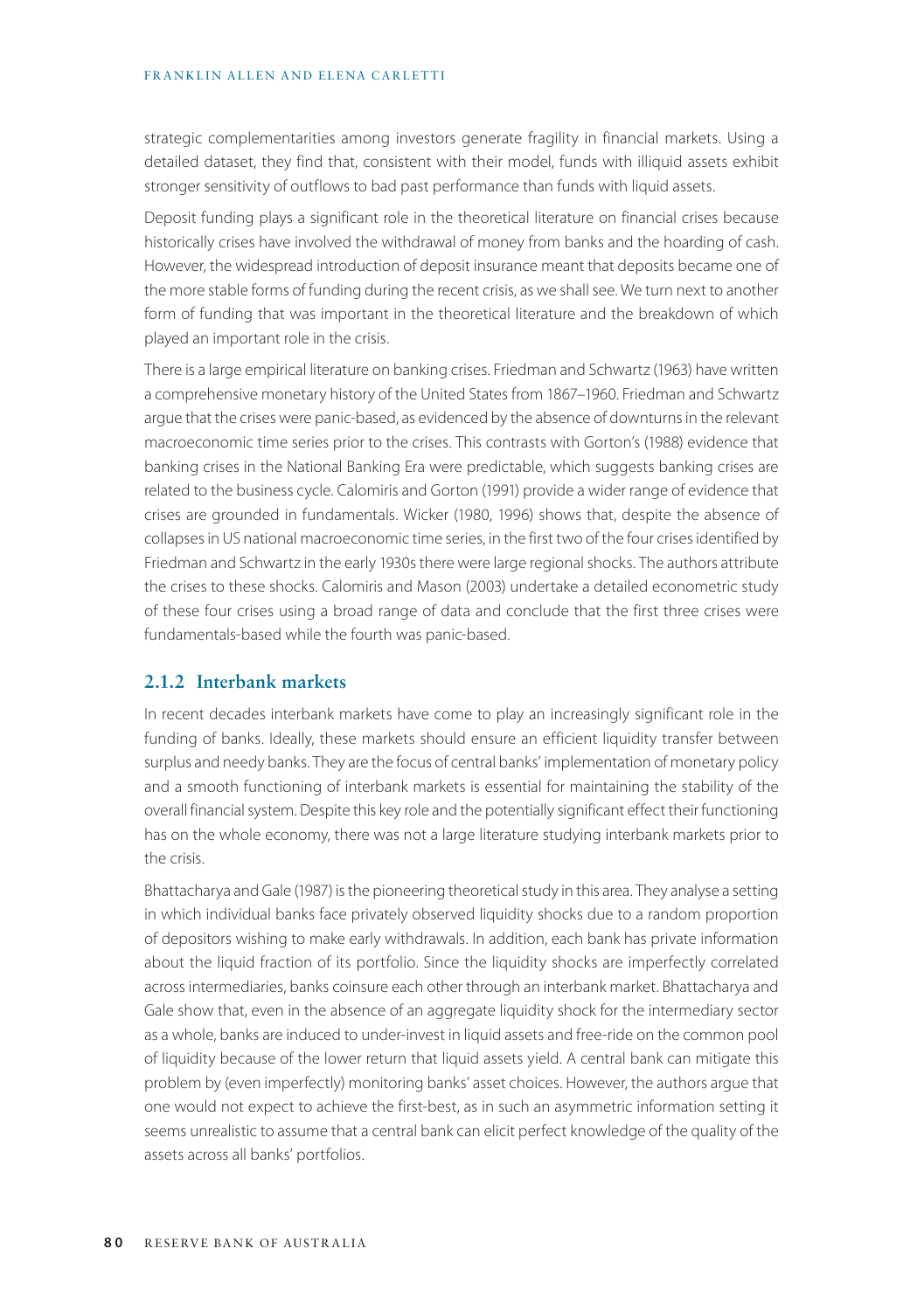strategic complementarities among investors generate fragility in financial markets. Using a detailed dataset, they find that, consistent with their model, funds with illiquid assets exhibit stronger sensitivity of outflows to bad past performance than funds with liquid assets.

Deposit funding plays a significant role in the theoretical literature on financial crises because historically crises have involved the withdrawal of money from banks and the hoarding of cash. However, the widespread introduction of deposit insurance meant that deposits became one of the more stable forms of funding during the recent crisis, as we shall see. We turn next to another form of funding that was important in the theoretical literature and the breakdown of which played an important role in the crisis.

There is a large empirical literature on banking crises. Friedman and Schwartz (1963) have written a comprehensive monetary history of the United States from 1867–1960. Friedman and Schwartz argue that the crises were panic-based, as evidenced by the absence of downturns in the relevant macroeconomic time series prior to the crises. This contrasts with Gorton's (1988) evidence that banking crises in the National Banking Era were predictable, which suggests banking crises are related to the business cycle. Calomiris and Gorton (1991) provide a wider range of evidence that crises are grounded in fundamentals. Wicker (1980, 1996) shows that, despite the absence of collapses in US national macroeconomic time series, in the first two of the four crises identified by Friedman and Schwartz in the early 1930s there were large regional shocks. The authors attribute the crises to these shocks. Calomiris and Mason (2003) undertake a detailed econometric study of these four crises using a broad range of data and conclude that the first three crises were fundamentals-based while the fourth was panic-based.

### 2.1.2 Interbank markets

In recent decades interbank markets have come to play an increasingly significant role in the funding of banks. Ideally, these markets should ensure an efficient liquidity transfer between surplus and needy banks. They are the focus of central banks' implementation of monetary policy and a smooth functioning of interbank markets is essential for maintaining the stability of the overall financial system. Despite this key role and the potentially significant effect their functioning has on the whole economy, there was not a large literature studying interbank markets prior to the crisis.

Bhattacharya and Gale (1987) is the pioneering theoretical study in this area. They analyse a setting in which individual banks face privately observed liquidity shocks due to a random proportion of depositors wishing to make early withdrawals. In addition, each bank has private information about the liquid fraction of its portfolio. Since the liquidity shocks are imperfectly correlated across intermediaries, banks coinsure each other through an interbank market. Bhattacharya and Gale show that, even in the absence of an aggregate liquidity shock for the intermediary sector as a whole, banks are induced to under-invest in liquid assets and free-ride on the common pool of liquidity because of the lower return that liquid assets yield. A central bank can mitigate this problem by (even imperfectly) monitoring banks' asset choices. However, the authors argue that one would not expect to achieve the first-best, as in such an asymmetric information setting it seems unrealistic to assume that a central bank can elicit perfect knowledge of the quality of the assets across all banks' portfolios.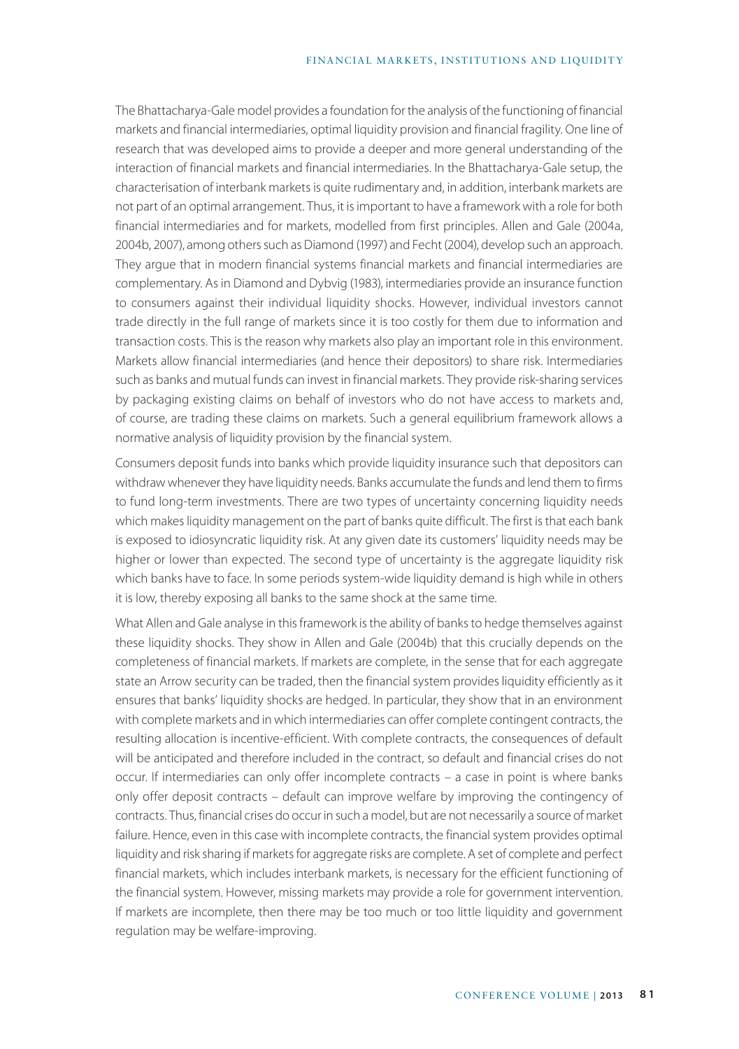The Bhattacharya-Gale model provides a foundation for the analysis of the functioning of financial markets and financial intermediaries, optimal liquidity provision and financial fragility. One line of research that was developed aims to provide a deeper and more general understanding of the interaction of financial markets and financial intermediaries. In the Bhattacharya-Gale setup, the characterisation of interbank markets is quite rudimentary and, in addition, interbank markets are not part of an optimal arrangement. Thus, it is important to have a framework with a role for both financial intermediaries and for markets, modelled from first principles. Allen and Gale (2004a, 2004b, 2007), among others such as Diamond (1997) and Fecht (2004), develop such an approach. They argue that in modern financial systems financial markets and financial intermediaries are complementary. As in Diamond and Dybvig (1983), intermediaries provide an insurance function to consumers against their individual liquidity shocks. However, individual investors cannot trade directly in the full range of markets since it is too costly for them due to information and transaction costs. This is the reason why markets also play an important role in this environment. Markets allow financial intermediaries (and hence their depositors) to share risk. Intermediaries such as banks and mutual funds can invest in financial markets. They provide risk-sharing services by packaging existing claims on behalf of investors who do not have access to markets and, of course, are trading these claims on markets. Such a general equilibrium framework allows a normative analysis of liquidity provision by the financial system.

Consumers deposit funds into banks which provide liquidity insurance such that depositors can withdraw whenever they have liquidity needs. Banks accumulate the funds and lend them to firms to fund long-term investments. There are two types of uncertainty concerning liquidity needs which makes liquidity management on the part of banks quite difficult. The first is that each bank is exposed to idiosyncratic liquidity risk. At any given date its customers' liquidity needs may be higher or lower than expected. The second type of uncertainty is the aggregate liquidity risk which banks have to face. In some periods system-wide liquidity demand is high while in others it is low, thereby exposing all banks to the same shock at the same time.

What Allen and Gale analyse in this framework is the ability of banks to hedge themselves against these liquidity shocks. They show in Allen and Gale (2004b) that this crucially depends on the completeness of financial markets. If markets are complete, in the sense that for each aggregate state an Arrow security can be traded, then the financial system provides liquidity efficiently as it ensures that banks' liquidity shocks are hedged. In particular, they show that in an environment with complete markets and in which intermediaries can offer complete contingent contracts, the resulting allocation is incentive-efficient. With complete contracts, the consequences of default will be anticipated and therefore included in the contract, so default and financial crises do not occur. If intermediaries can only offer incomplete contracts – a case in point is where banks only offer deposit contracts – default can improve welfare by improving the contingency of contracts. Thus, financial crises do occur in such a model, but are not necessarily a source of market failure. Hence, even in this case with incomplete contracts, the financial system provides optimal liquidity and risk sharing if markets for aggregate risks are complete. A set of complete and perfect financial markets, which includes interbank markets, is necessary for the efficient functioning of the financial system. However, missing markets may provide a role for government intervention. If markets are incomplete, then there may be too much or too little liquidity and government regulation may be welfare-improving.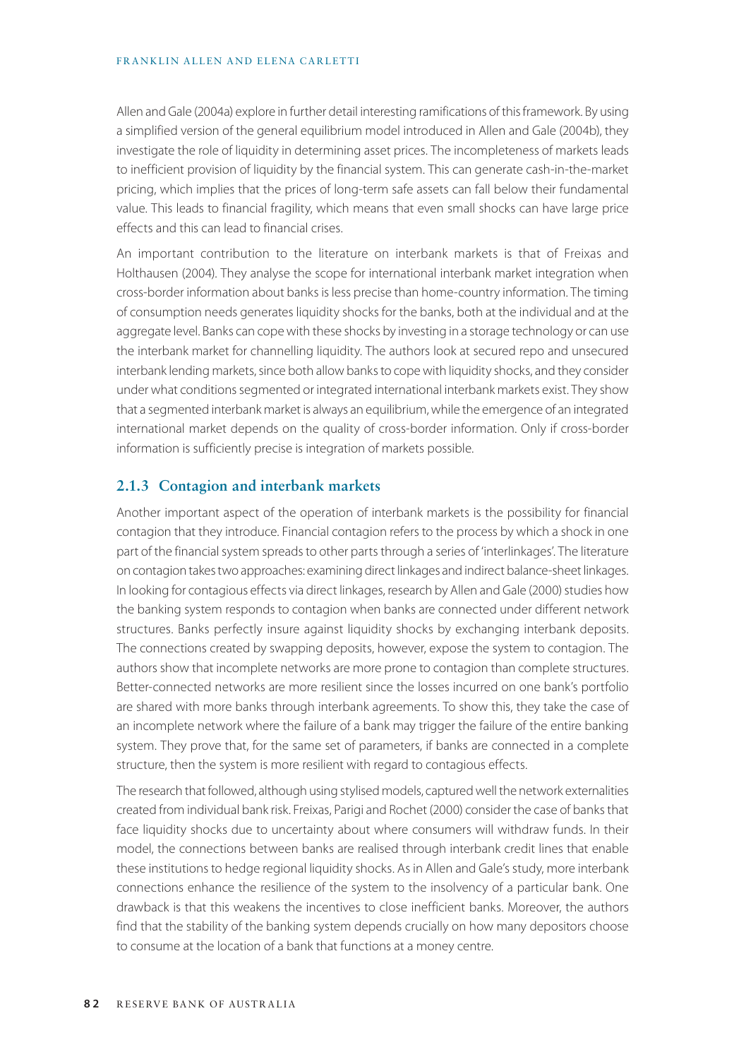Allen and Gale (2004a) explore in further detail interesting ramifications of this framework. By using a simplified version of the general equilibrium model introduced in Allen and Gale (2004b), they investigate the role of liquidity in determining asset prices. The incompleteness of markets leads to inefficient provision of liquidity by the financial system. This can generate cash-in-the-market pricing, which implies that the prices of long-term safe assets can fall below their fundamental value. This leads to financial fragility, which means that even small shocks can have large price effects and this can lead to financial crises.

An important contribution to the literature on interbank markets is that of Freixas and Holthausen (2004). They analyse the scope for international interbank market integration when cross-border information about banks is less precise than home-country information. The timing of consumption needs generates liquidity shocks for the banks, both at the individual and at the aggregate level. Banks can cope with these shocks by investing in a storage technology or can use the interbank market for channelling liquidity. The authors look at secured repo and unsecured interbank lending markets, since both allow banks to cope with liquidity shocks, and they consider under what conditions segmented or integrated international interbank markets exist. They show that a segmented interbank market is always an equilibrium, while the emergence of an integrated international market depends on the quality of cross-border information. Only if cross-border information is sufficiently precise is integration of markets possible.

### 2.1.3 Contagion and interbank markets

Another important aspect of the operation of interbank markets is the possibility for financial contagion that they introduce. Financial contagion refers to the process by which a shock in one part of the financial system spreads to other parts through a series of 'interlinkages'. The literature on contagion takes two approaches: examining direct linkages and indirect balance-sheet linkages. In looking for contagious effects via direct linkages, research by Allen and Gale (2000) studies how the banking system responds to contagion when banks are connected under different network structures. Banks perfectly insure against liquidity shocks by exchanging interbank deposits. The connections created by swapping deposits, however, expose the system to contagion. The authors show that incomplete networks are more prone to contagion than complete structures. Better-connected networks are more resilient since the losses incurred on one bank's portfolio are shared with more banks through interbank agreements. To show this, they take the case of an incomplete network where the failure of a bank may trigger the failure of the entire banking system. They prove that, for the same set of parameters, if banks are connected in a complete structure, then the system is more resilient with regard to contagious effects.

The research that followed, although using stylised models, captured well the network externalities created from individual bank risk. Freixas, Parigi and Rochet (2000) consider the case of banks that face liquidity shocks due to uncertainty about where consumers will withdraw funds. In their model, the connections between banks are realised through interbank credit lines that enable these institutions to hedge regional liquidity shocks. As in Allen and Gale's study, more interbank connections enhance the resilience of the system to the insolvency of a particular bank. One drawback is that this weakens the incentives to close inefficient banks. Moreover, the authors find that the stability of the banking system depends crucially on how many depositors choose to consume at the location of a bank that functions at a money centre.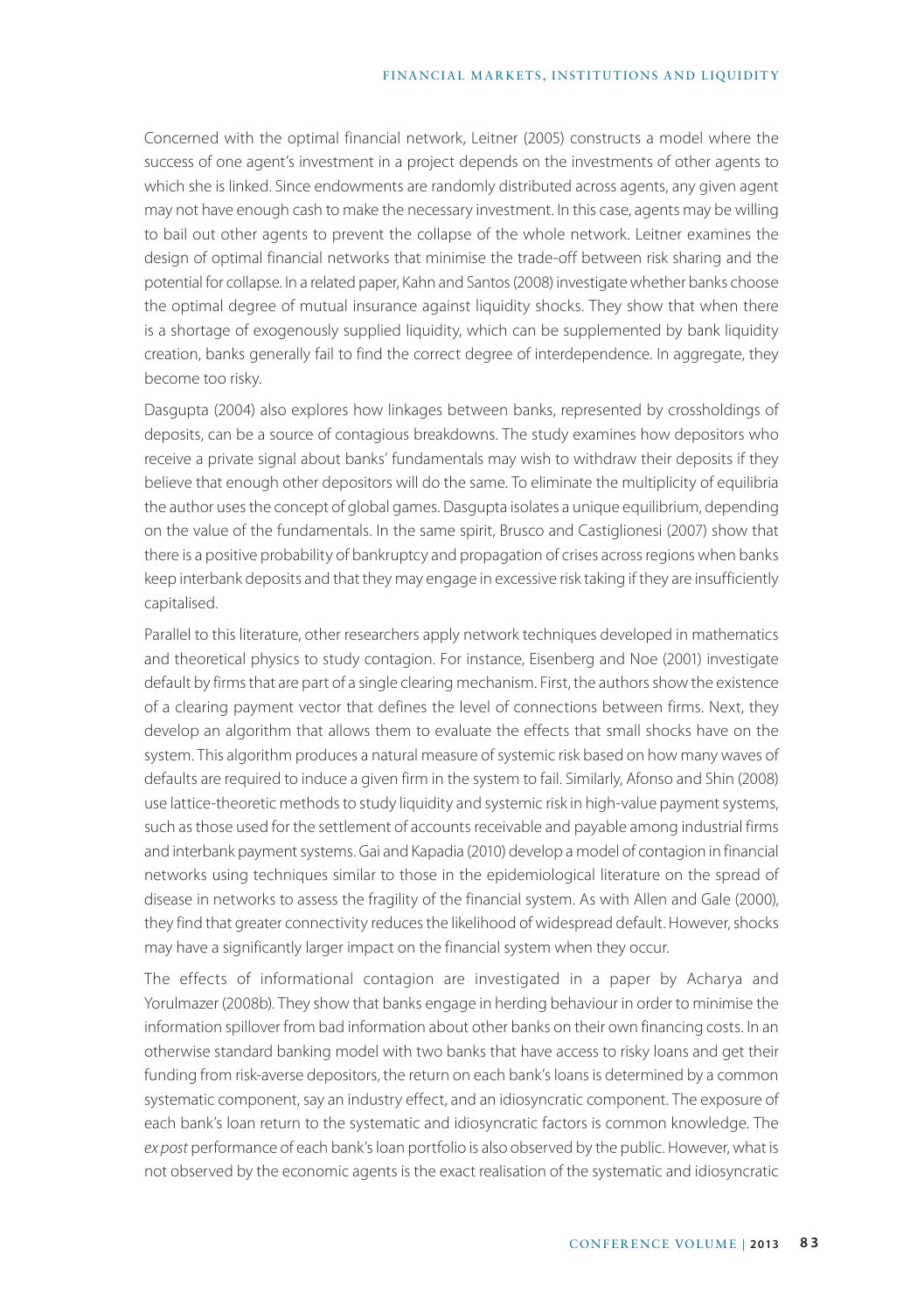Concerned with the optimal financial network, Leitner (2005) constructs a model where the success of one agent's investment in a project depends on the investments of other agents to which she is linked. Since endowments are randomly distributed across agents, any given agent may not have enough cash to make the necessary investment. In this case, agents may be willing to bail out other agents to prevent the collapse of the whole network. Leitner examines the design of optimal financial networks that minimise the trade-off between risk sharing and the potential for collapse. In a related paper, Kahn and Santos (2008) investigate whether banks choose the optimal degree of mutual insurance against liquidity shocks. They show that when there is a shortage of exogenously supplied liquidity, which can be supplemented by bank liquidity creation, banks generally fail to find the correct degree of interdependence. In aggregate, they become too risky.

Dasgupta (2004) also explores how linkages between banks, represented by crossholdings of deposits, can be a source of contagious breakdowns. The study examines how depositors who receive a private signal about banks' fundamentals may wish to withdraw their deposits if they believe that enough other depositors will do the same. To eliminate the multiplicity of equilibria the author uses the concept of global games. Dasgupta isolates a unique equilibrium, depending on the value of the fundamentals. In the same spirit, Brusco and Castiglionesi (2007) show that there is a positive probability of bankruptcy and propagation of crises across regions when banks keep interbank deposits and that they may engage in excessive risk taking if they are insufficiently capitalised.

Parallel to this literature, other researchers apply network techniques developed in mathematics and theoretical physics to study contagion. For instance, Eisenberg and Noe (2001) investigate default by firms that are part of a single clearing mechanism. First, the authors show the existence of a clearing payment vector that defines the level of connections between firms. Next, they develop an algorithm that allows them to evaluate the effects that small shocks have on the system. This algorithm produces a natural measure of systemic risk based on how many waves of defaults are required to induce a given firm in the system to fail. Similarly, Afonso and Shin (2008) use lattice-theoretic methods to study liquidity and systemic risk in high-value payment systems, such as those used for the settlement of accounts receivable and payable among industrial firms and interbank payment systems. Gai and Kapadia (2010) develop a model of contagion in financial networks using techniques similar to those in the epidemiological literature on the spread of disease in networks to assess the fragility of the financial system. As with Allen and Gale (2000), they find that greater connectivity reduces the likelihood of widespread default. However, shocks may have a significantly larger impact on the financial system when they occur.

The effects of informational contagion are investigated in a paper by Acharya and Yorulmazer (2008b). They show that banks engage in herding behaviour in order to minimise the information spillover from bad information about other banks on their own financing costs. In an otherwise standard banking model with two banks that have access to risky loans and get their funding from risk-averse depositors, the return on each bank's loans is determined by a common systematic component, say an industry effect, and an idiosyncratic component. The exposure of each bank's loan return to the systematic and idiosyncratic factors is common knowledge. The *ex post* performance of each bank's loan portfolio is also observed by the public. However, what is not observed by the economic agents is the exact realisation of the systematic and idiosyncratic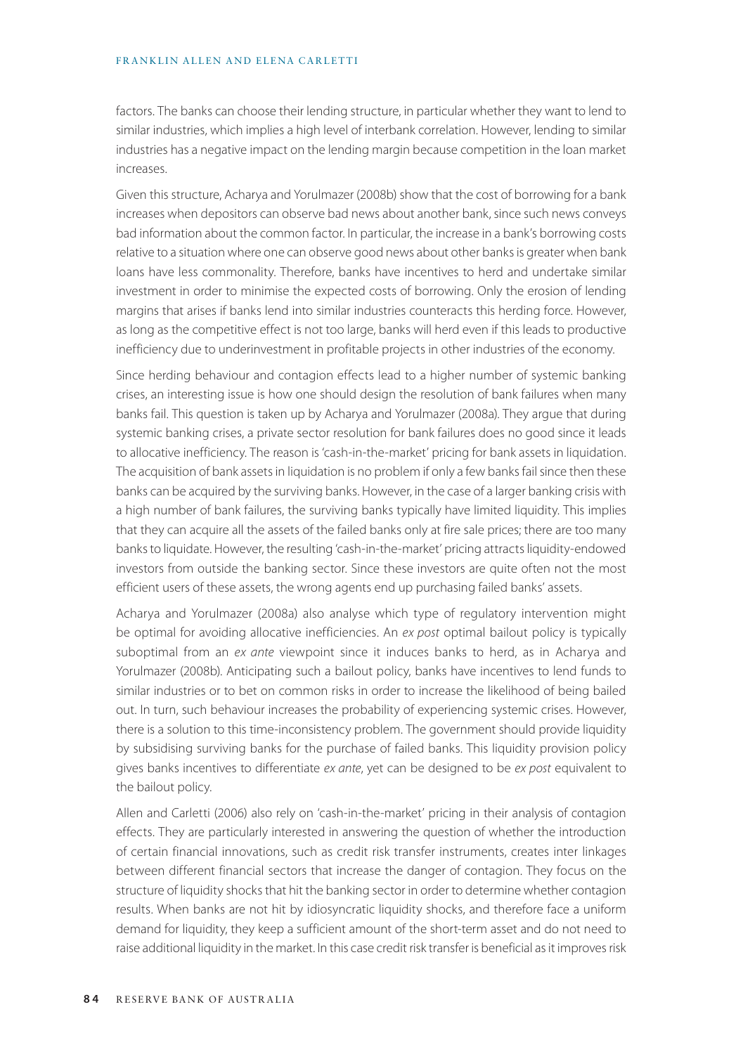factors. The banks can choose their lending structure, in particular whether they want to lend to similar industries, which implies a high level of interbank correlation. However, lending to similar industries has a negative impact on the lending margin because competition in the loan market increases.

Given this structure, Acharya and Yorulmazer (2008b) show that the cost of borrowing for a bank increases when depositors can observe bad news about another bank, since such news conveys bad information about the common factor. In particular, the increase in a bank's borrowing costs relative to a situation where one can observe good news about other banks is greater when bank loans have less commonality. Therefore, banks have incentives to herd and undertake similar investment in order to minimise the expected costs of borrowing. Only the erosion of lending margins that arises if banks lend into similar industries counteracts this herding force. However, as long as the competitive effect is not too large, banks will herd even if this leads to productive inefficiency due to underinvestment in profitable projects in other industries of the economy.

Since herding behaviour and contagion effects lead to a higher number of systemic banking crises, an interesting issue is how one should design the resolution of bank failures when many banks fail. This question is taken up by Acharya and Yorulmazer (2008a). They argue that during systemic banking crises, a private sector resolution for bank failures does no good since it leads to allocative inefficiency. The reason is 'cash-in-the-market' pricing for bank assets in liquidation. The acquisition of bank assets in liquidation is no problem if only a few banks fail since then these banks can be acquired by the surviving banks. However, in the case of a larger banking crisis with a high number of bank failures, the surviving banks typically have limited liquidity. This implies that they can acquire all the assets of the failed banks only at fire sale prices; there are too many banks to liquidate. However, the resulting 'cash-in-the-market' pricing attracts liquidity-endowed investors from outside the banking sector. Since these investors are quite often not the most efficient users of these assets, the wrong agents end up purchasing failed banks' assets.

Acharya and Yorulmazer (2008a) also analyse which type of regulatory intervention might be optimal for avoiding allocative inefficiencies. An *ex post* optimal bailout policy is typically suboptimal from an *ex ante* viewpoint since it induces banks to herd, as in Acharya and Yorulmazer (2008b). Anticipating such a bailout policy, banks have incentives to lend funds to similar industries or to bet on common risks in order to increase the likelihood of being bailed out. In turn, such behaviour increases the probability of experiencing systemic crises. However, there is a solution to this time-inconsistency problem. The government should provide liquidity by subsidising surviving banks for the purchase of failed banks. This liquidity provision policy gives banks incentives to differentiate *ex ante*, yet can be designed to be *ex post* equivalent to the bailout policy.

Allen and Carletti (2006) also rely on 'cash-in-the-market' pricing in their analysis of contagion effects. They are particularly interested in answering the question of whether the introduction of certain financial innovations, such as credit risk transfer instruments, creates inter linkages between different financial sectors that increase the danger of contagion. They focus on the structure of liquidity shocks that hit the banking sector in order to determine whether contagion results. When banks are not hit by idiosyncratic liquidity shocks, and therefore face a uniform demand for liquidity, they keep a sufficient amount of the short-term asset and do not need to raise additional liquidity in the market. In this case credit risk transfer is beneficial as it improves risk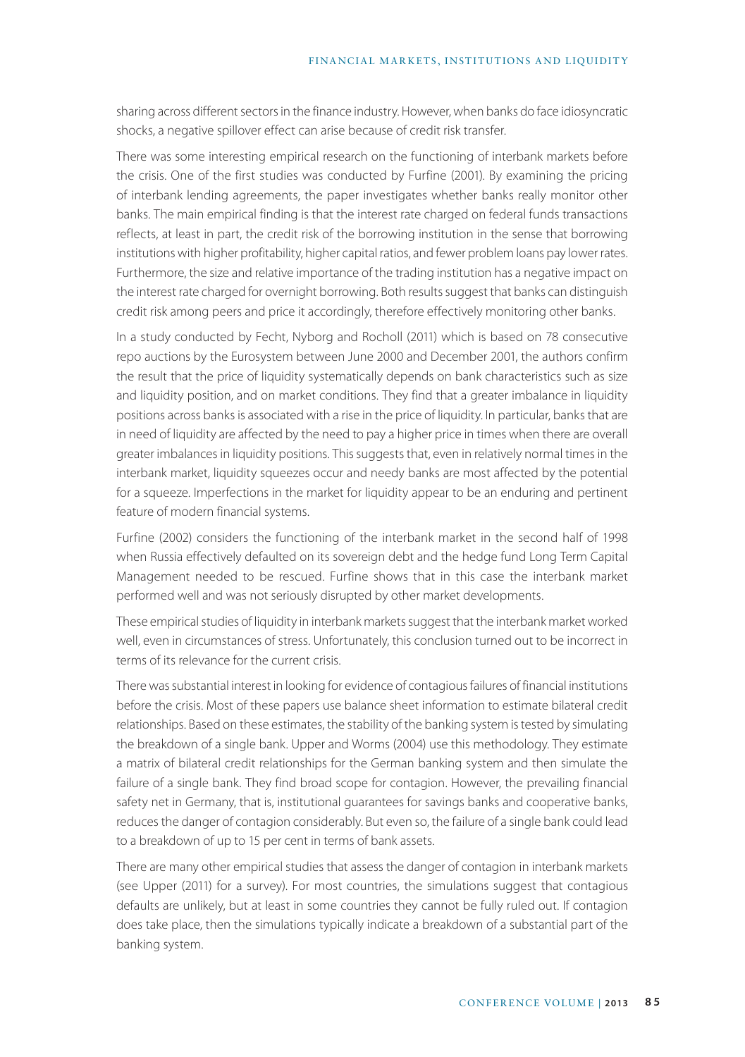sharing across different sectors in the finance industry. However, when banks do face idiosyncratic shocks, a negative spillover effect can arise because of credit risk transfer.

There was some interesting empirical research on the functioning of interbank markets before the crisis. One of the first studies was conducted by Furfine (2001). By examining the pricing of interbank lending agreements, the paper investigates whether banks really monitor other banks. The main empirical finding is that the interest rate charged on federal funds transactions reflects, at least in part, the credit risk of the borrowing institution in the sense that borrowing institutions with higher profitability, higher capital ratios, and fewer problem loans pay lower rates. Furthermore, the size and relative importance of the trading institution has a negative impact on the interest rate charged for overnight borrowing. Both results suggest that banks can distinguish credit risk among peers and price it accordingly, therefore effectively monitoring other banks.

In a study conducted by Fecht, Nyborg and Rocholl (2011) which is based on 78 consecutive repo auctions by the Eurosystem between June 2000 and December 2001, the authors confirm the result that the price of liquidity systematically depends on bank characteristics such as size and liquidity position, and on market conditions. They find that a greater imbalance in liquidity positions across banks is associated with a rise in the price of liquidity. In particular, banks that are in need of liquidity are affected by the need to pay a higher price in times when there are overall greater imbalances in liquidity positions. This suggests that, even in relatively normal times in the interbank market, liquidity squeezes occur and needy banks are most affected by the potential for a squeeze. Imperfections in the market for liquidity appear to be an enduring and pertinent feature of modern financial systems.

Furfine (2002) considers the functioning of the interbank market in the second half of 1998 when Russia effectively defaulted on its sovereign debt and the hedge fund Long Term Capital Management needed to be rescued. Furfine shows that in this case the interbank market performed well and was not seriously disrupted by other market developments.

These empirical studies of liquidity in interbank markets suggest that the interbank market worked well, even in circumstances of stress. Unfortunately, this conclusion turned out to be incorrect in terms of its relevance for the current crisis.

There was substantial interest in looking for evidence of contagious failures of financial institutions before the crisis. Most of these papers use balance sheet information to estimate bilateral credit relationships. Based on these estimates, the stability of the banking system is tested by simulating the breakdown of a single bank. Upper and Worms (2004) use this methodology. They estimate a matrix of bilateral credit relationships for the German banking system and then simulate the failure of a single bank. They find broad scope for contagion. However, the prevailing financial safety net in Germany, that is, institutional guarantees for savings banks and cooperative banks, reduces the danger of contagion considerably. But even so, the failure of a single bank could lead to a breakdown of up to 15 per cent in terms of bank assets.

There are many other empirical studies that assess the danger of contagion in interbank markets (see Upper (2011) for a survey). For most countries, the simulations suggest that contagious defaults are unlikely, but at least in some countries they cannot be fully ruled out. If contagion does take place, then the simulations typically indicate a breakdown of a substantial part of the banking system.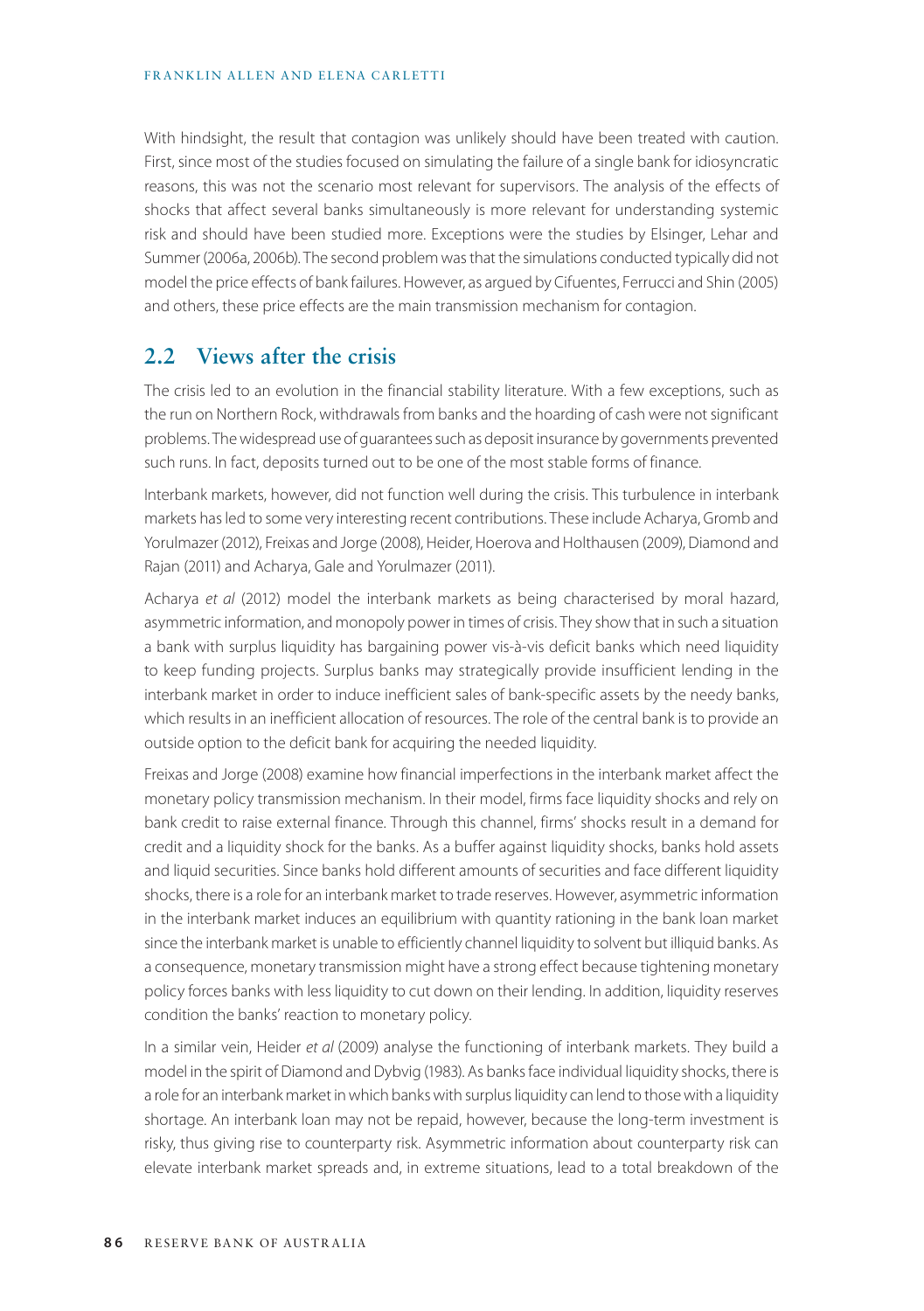With hindsight, the result that contagion was unlikely should have been treated with caution. First, since most of the studies focused on simulating the failure of a single bank for idiosyncratic reasons, this was not the scenario most relevant for supervisors. The analysis of the effects of shocks that affect several banks simultaneously is more relevant for understanding systemic risk and should have been studied more. Exceptions were the studies by Elsinger, Lehar and Summer (2006a, 2006b). The second problem was that the simulations conducted typically did not model the price effects of bank failures. However, as argued by Cifuentes, Ferrucci and Shin (2005) and others, these price effects are the main transmission mechanism for contagion.

## 2.2 Views after the crisis

The crisis led to an evolution in the financial stability literature. With a few exceptions, such as the run on Northern Rock, withdrawals from banks and the hoarding of cash were not significant problems. The widespread use of guarantees such as deposit insurance by governments prevented such runs. In fact, deposits turned out to be one of the most stable forms of finance.

Interbank markets, however, did not function well during the crisis. This turbulence in interbank markets has led to some very interesting recent contributions. These include Acharya, Gromb and Yorulmazer (2012), Freixas and Jorge (2008), Heider, Hoerova and Holthausen (2009), Diamond and Rajan (2011) and Acharya, Gale and Yorulmazer (2011).

Acharya *et al* (2012) model the interbank markets as being characterised by moral hazard, asymmetric information, and monopoly power in times of crisis. They show that in such a situation a bank with surplus liquidity has bargaining power vis-à-vis deficit banks which need liquidity to keep funding projects. Surplus banks may strategically provide insufficient lending in the interbank market in order to induce inefficient sales of bank-specific assets by the needy banks, which results in an inefficient allocation of resources. The role of the central bank is to provide an outside option to the deficit bank for acquiring the needed liquidity.

Freixas and Jorge (2008) examine how financial imperfections in the interbank market affect the monetary policy transmission mechanism. In their model, firms face liquidity shocks and rely on bank credit to raise external finance. Through this channel, firms' shocks result in a demand for credit and a liquidity shock for the banks. As a buffer against liquidity shocks, banks hold assets and liquid securities. Since banks hold different amounts of securities and face different liquidity shocks, there is a role for an interbank market to trade reserves. However, asymmetric information in the interbank market induces an equilibrium with quantity rationing in the bank loan market since the interbank market is unable to efficiently channel liquidity to solvent but illiquid banks. As a consequence, monetary transmission might have a strong effect because tightening monetary policy forces banks with less liquidity to cut down on their lending. In addition, liquidity reserves condition the banks' reaction to monetary policy.

In a similar vein, Heider *et al* (2009) analyse the functioning of interbank markets. They build a model in the spirit of Diamond and Dybvig (1983). As banks face individual liquidity shocks, there is a role for an interbank market in which banks with surplus liquidity can lend to those with a liquidity shortage. An interbank loan may not be repaid, however, because the long-term investment is risky, thus giving rise to counterparty risk. Asymmetric information about counterparty risk can elevate interbank market spreads and, in extreme situations, lead to a total breakdown of the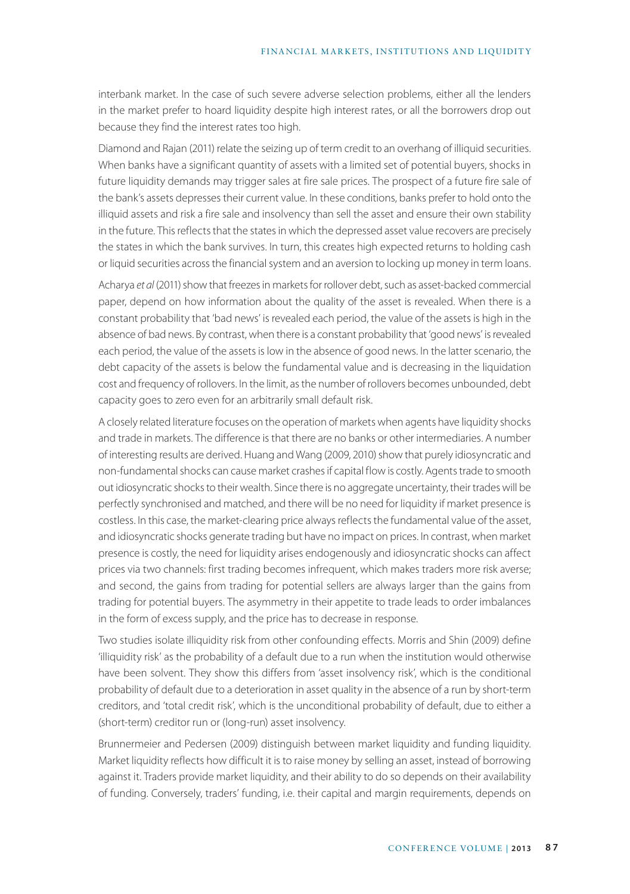interbank market. In the case of such severe adverse selection problems, either all the lenders in the market prefer to hoard liquidity despite high interest rates, or all the borrowers drop out because they find the interest rates too high.

Diamond and Rajan (2011) relate the seizing up of term credit to an overhang of illiquid securities. When banks have a significant quantity of assets with a limited set of potential buyers, shocks in future liquidity demands may trigger sales at fire sale prices. The prospect of a future fire sale of the bank's assets depresses their current value. In these conditions, banks prefer to hold onto the illiquid assets and risk a fire sale and insolvency than sell the asset and ensure their own stability in the future. This reflects that the states in which the depressed asset value recovers are precisely the states in which the bank survives. In turn, this creates high expected returns to holding cash or liquid securities across the financial system and an aversion to locking up money in term loans.

Acharya *et al* (2011) show that freezes in markets for rollover debt, such as asset-backed commercial paper, depend on how information about the quality of the asset is revealed. When there is a constant probability that 'bad news' is revealed each period, the value of the assets is high in the absence of bad news. By contrast, when there is a constant probability that 'good news' is revealed each period, the value of the assets is low in the absence of good news. In the latter scenario, the debt capacity of the assets is below the fundamental value and is decreasing in the liquidation cost and frequency of rollovers. In the limit, as the number of rollovers becomes unbounded, debt capacity goes to zero even for an arbitrarily small default risk.

A closely related literature focuses on the operation of markets when agents have liquidity shocks and trade in markets. The difference is that there are no banks or other intermediaries. A number of interesting results are derived. Huang and Wang (2009, 2010) show that purely idiosyncratic and non-fundamental shocks can cause market crashes if capital flow is costly. Agents trade to smooth out idiosyncratic shocks to their wealth. Since there is no aggregate uncertainty, their trades will be perfectly synchronised and matched, and there will be no need for liquidity if market presence is costless. In this case, the market-clearing price always reflects the fundamental value of the asset, and idiosyncratic shocks generate trading but have no impact on prices. In contrast, when market presence is costly, the need for liquidity arises endogenously and idiosyncratic shocks can affect prices via two channels: first trading becomes infrequent, which makes traders more risk averse; and second, the gains from trading for potential sellers are always larger than the gains from trading for potential buyers. The asymmetry in their appetite to trade leads to order imbalances in the form of excess supply, and the price has to decrease in response.

Two studies isolate illiquidity risk from other confounding effects. Morris and Shin (2009) define 'illiquidity risk' as the probability of a default due to a run when the institution would otherwise have been solvent. They show this differs from 'asset insolvency risk', which is the conditional probability of default due to a deterioration in asset quality in the absence of a run by short-term creditors, and 'total credit risk', which is the unconditional probability of default, due to either a (short-term) creditor run or (long-run) asset insolvency.

Brunnermeier and Pedersen (2009) distinguish between market liquidity and funding liquidity. Market liquidity reflects how difficult it is to raise money by selling an asset, instead of borrowing against it. Traders provide market liquidity, and their ability to do so depends on their availability of funding. Conversely, traders' funding, i.e. their capital and margin requirements, depends on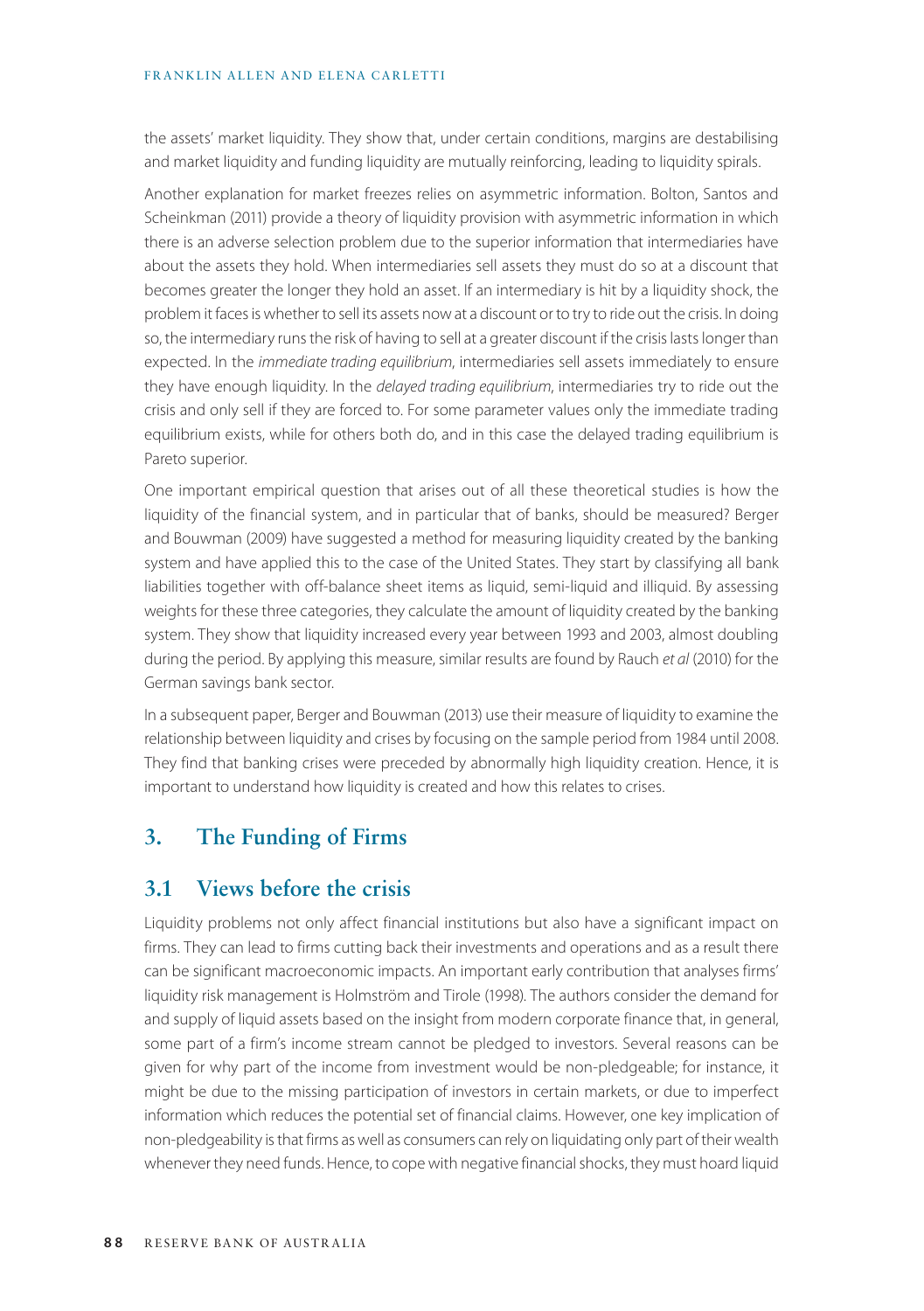the assets' market liquidity. They show that, under certain conditions, margins are destabilising and market liquidity and funding liquidity are mutually reinforcing, leading to liquidity spirals.

Another explanation for market freezes relies on asymmetric information. Bolton, Santos and Scheinkman (2011) provide a theory of liquidity provision with asymmetric information in which there is an adverse selection problem due to the superior information that intermediaries have about the assets they hold. When intermediaries sell assets they must do so at a discount that becomes greater the longer they hold an asset. If an intermediary is hit by a liquidity shock, the problem it faces is whether to sell its assets now at a discount or to try to ride out the crisis. In doing so, the intermediary runs the risk of having to sell at a greater discount if the crisis lasts longer than expected. In the *immediate trading equilibrium*, intermediaries sell assets immediately to ensure they have enough liquidity. In the *delayed trading equilibrium*, intermediaries try to ride out the crisis and only sell if they are forced to. For some parameter values only the immediate trading equilibrium exists, while for others both do, and in this case the delayed trading equilibrium is Pareto superior.

One important empirical question that arises out of all these theoretical studies is how the liquidity of the financial system, and in particular that of banks, should be measured? Berger and Bouwman (2009) have suggested a method for measuring liquidity created by the banking system and have applied this to the case of the United States. They start by classifying all bank liabilities together with off-balance sheet items as liquid, semi-liquid and illiquid. By assessing weights for these three categories, they calculate the amount of liquidity created by the banking system. They show that liquidity increased every year between 1993 and 2003, almost doubling during the period. By applying this measure, similar results are found by Rauch *et al* (2010) for the German savings bank sector.

In a subsequent paper, Berger and Bouwman (2013) use their measure of liquidity to examine the relationship between liquidity and crises by focusing on the sample period from 1984 until 2008. They find that banking crises were preceded by abnormally high liquidity creation. Hence, it is important to understand how liquidity is created and how this relates to crises.

## 3. The Funding of Firms

### 3.1 Views before the crisis

Liquidity problems not only affect financial institutions but also have a significant impact on firms. They can lead to firms cutting back their investments and operations and as a result there can be significant macroeconomic impacts. An important early contribution that analyses firms' liquidity risk management is Holmström and Tirole (1998). The authors consider the demand for and supply of liquid assets based on the insight from modern corporate finance that, in general, some part of a firm's income stream cannot be pledged to investors. Several reasons can be given for why part of the income from investment would be non-pledgeable; for instance, it might be due to the missing participation of investors in certain markets, or due to imperfect information which reduces the potential set of financial claims. However, one key implication of non-pledgeability is that firms as well as consumers can rely on liquidating only part of their wealth whenever they need funds. Hence, to cope with negative financial shocks, they must hoard liquid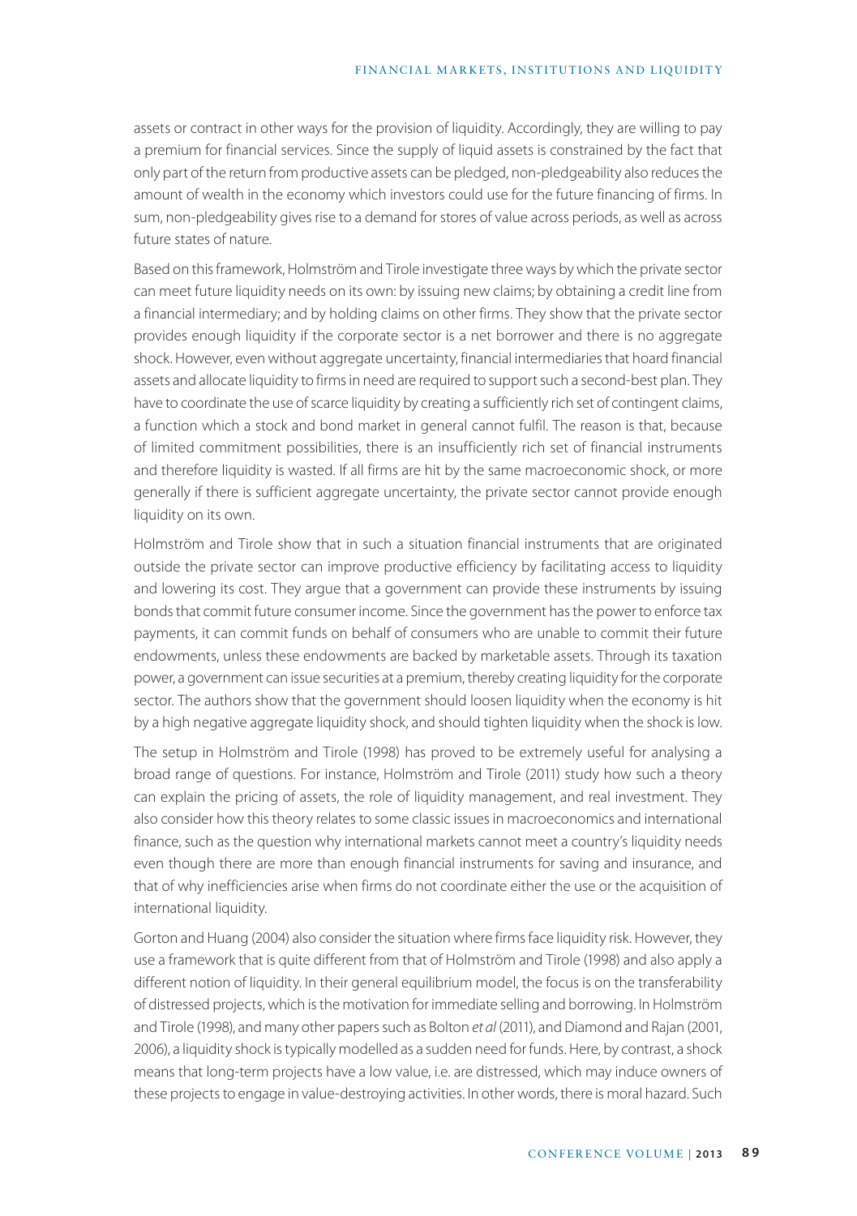assets or contract in other ways for the provision of liquidity. Accordingly, they are willing to pay a premium for financial services. Since the supply of liquid assets is constrained by the fact that only part of the return from productive assets can be pledged, non-pledgeability also reduces the amount of wealth in the economy which investors could use for the future financing of firms. In sum, non-pledgeability gives rise to a demand for stores of value across periods, as well as across future states of nature.

Based on this framework, Holmström and Tirole investigate three ways by which the private sector can meet future liquidity needs on its own: by issuing new claims; by obtaining a credit line from a financial intermediary; and by holding claims on other firms. They show that the private sector provides enough liquidity if the corporate sector is a net borrower and there is no aggregate shock. However, even without aggregate uncertainty, financial intermediaries that hoard financial assets and allocate liquidity to firms in need are required to support such a second-best plan. They have to coordinate the use of scarce liquidity by creating a sufficiently rich set of contingent claims, a function which a stock and bond market in general cannot fulfil. The reason is that, because of limited commitment possibilities, there is an insufficiently rich set of financial instruments and therefore liquidity is wasted. If all firms are hit by the same macroeconomic shock, or more generally if there is sufficient aggregate uncertainty, the private sector cannot provide enough liquidity on its own.

Holmström and Tirole show that in such a situation financial instruments that are originated outside the private sector can improve productive efficiency by facilitating access to liquidity and lowering its cost. They argue that a government can provide these instruments by issuing bonds that commit future consumer income. Since the government has the power to enforce tax payments, it can commit funds on behalf of consumers who are unable to commit their future endowments, unless these endowments are backed by marketable assets. Through its taxation power, a government can issue securities at a premium, thereby creating liquidity for the corporate sector. The authors show that the government should loosen liquidity when the economy is hit by a high negative aggregate liquidity shock, and should tighten liquidity when the shock is low.

The setup in Holmström and Tirole (1998) has proved to be extremely useful for analysing a broad range of questions. For instance, Holmström and Tirole (2011) study how such a theory can explain the pricing of assets, the role of liquidity management, and real investment. They also consider how this theory relates to some classic issues in macroeconomics and international finance, such as the question why international markets cannot meet a country's liquidity needs even though there are more than enough financial instruments for saving and insurance, and that of why inefficiencies arise when firms do not coordinate either the use or the acquisition of international liquidity.

Gorton and Huang (2004) also consider the situation where firms face liquidity risk. However, they use a framework that is quite different from that of Holmström and Tirole (1998) and also apply a different notion of liquidity. In their general equilibrium model, the focus is on the transferability of distressed projects, which is the motivation for immediate selling and borrowing. In Holmström and Tirole (1998), and many other papers such as Bolton *et al* (2011), and Diamond and Rajan (2001, 2006), a liquidity shock is typically modelled as a sudden need for funds. Here, by contrast, a shock means that long-term projects have a low value, i.e. are distressed, which may induce owners of these projects to engage in value-destroying activities. In other words, there is moral hazard. Such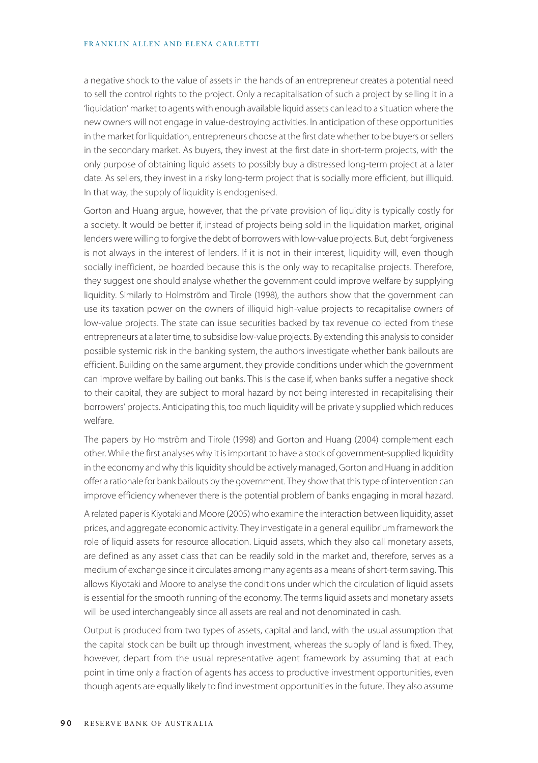a negative shock to the value of assets in the hands of an entrepreneur creates a potential need to sell the control rights to the project. Only a recapitalisation of such a project by selling it in a 'liquidation' market to agents with enough available liquid assets can lead to a situation where the new owners will not engage in value-destroying activities. In anticipation of these opportunities in the market for liquidation, entrepreneurs choose at the first date whether to be buyers or sellers in the secondary market. As buyers, they invest at the first date in short-term projects, with the only purpose of obtaining liquid assets to possibly buy a distressed long-term project at a later date. As sellers, they invest in a risky long-term project that is socially more efficient, but illiquid. In that way, the supply of liquidity is endogenised.

Gorton and Huang argue, however, that the private provision of liquidity is typically costly for a society. It would be better if, instead of projects being sold in the liquidation market, original lenders were willing to forgive the debt of borrowers with low-value projects. But, debt forgiveness is not always in the interest of lenders. If it is not in their interest, liquidity will, even though socially inefficient, be hoarded because this is the only way to recapitalise projects. Therefore, they suggest one should analyse whether the government could improve welfare by supplying liquidity. Similarly to Holmström and Tirole (1998), the authors show that the government can use its taxation power on the owners of illiquid high-value projects to recapitalise owners of low-value projects. The state can issue securities backed by tax revenue collected from these entrepreneurs at a later time, to subsidise low-value projects. By extending this analysis to consider possible systemic risk in the banking system, the authors investigate whether bank bailouts are efficient. Building on the same argument, they provide conditions under which the government can improve welfare by bailing out banks. This is the case if, when banks suffer a negative shock to their capital, they are subject to moral hazard by not being interested in recapitalising their borrowers' projects. Anticipating this, too much liquidity will be privately supplied which reduces welfare.

The papers by Holmström and Tirole (1998) and Gorton and Huang (2004) complement each other. While the first analyses why it is important to have a stock of government-supplied liquidity in the economy and why this liquidity should be actively managed, Gorton and Huang in addition offer a rationale for bank bailouts by the government. They show that this type of intervention can improve efficiency whenever there is the potential problem of banks engaging in moral hazard.

A related paper is Kiyotaki and Moore (2005) who examine the interaction between liquidity, asset prices, and aggregate economic activity. They investigate in a general equilibrium framework the role of liquid assets for resource allocation. Liquid assets, which they also call monetary assets, are defined as any asset class that can be readily sold in the market and, therefore, serves as a medium of exchange since it circulates among many agents as a means of short-term saving. This allows Kiyotaki and Moore to analyse the conditions under which the circulation of liquid assets is essential for the smooth running of the economy. The terms liquid assets and monetary assets will be used interchangeably since all assets are real and not denominated in cash.

Output is produced from two types of assets, capital and land, with the usual assumption that the capital stock can be built up through investment, whereas the supply of land is fixed. They, however, depart from the usual representative agent framework by assuming that at each point in time only a fraction of agents has access to productive investment opportunities, even though agents are equally likely to find investment opportunities in the future. They also assume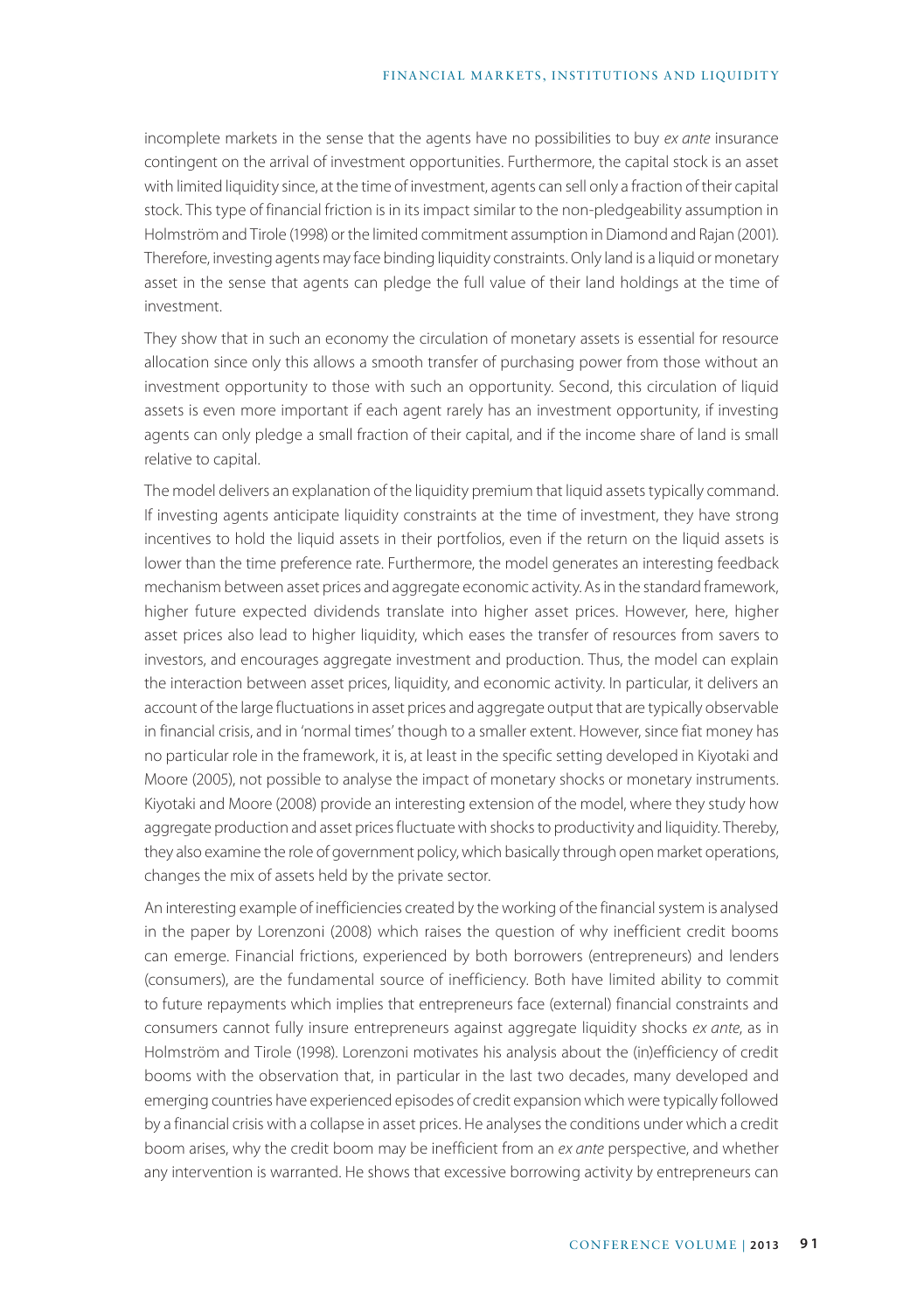incomplete markets in the sense that the agents have no possibilities to buy *ex ante* insurance contingent on the arrival of investment opportunities. Furthermore, the capital stock is an asset with limited liquidity since, at the time of investment, agents can sell only a fraction of their capital stock. This type of financial friction is in its impact similar to the non-pledgeability assumption in Holmström and Tirole (1998) or the limited commitment assumption in Diamond and Rajan (2001). Therefore, investing agents may face binding liquidity constraints. Only land is a liquid or monetary asset in the sense that agents can pledge the full value of their land holdings at the time of investment.

They show that in such an economy the circulation of monetary assets is essential for resource allocation since only this allows a smooth transfer of purchasing power from those without an investment opportunity to those with such an opportunity. Second, this circulation of liquid assets is even more important if each agent rarely has an investment opportunity, if investing agents can only pledge a small fraction of their capital, and if the income share of land is small relative to capital.

The model delivers an explanation of the liquidity premium that liquid assets typically command. If investing agents anticipate liquidity constraints at the time of investment, they have strong incentives to hold the liquid assets in their portfolios, even if the return on the liquid assets is lower than the time preference rate. Furthermore, the model generates an interesting feedback mechanism between asset prices and aggregate economic activity. As in the standard framework, higher future expected dividends translate into higher asset prices. However, here, higher asset prices also lead to higher liquidity, which eases the transfer of resources from savers to investors, and encourages aggregate investment and production. Thus, the model can explain the interaction between asset prices, liquidity, and economic activity. In particular, it delivers an account of the large fluctuations in asset prices and aggregate output that are typically observable in financial crisis, and in 'normal times' though to a smaller extent. However, since fiat money has no particular role in the framework, it is, at least in the specific setting developed in Kiyotaki and Moore (2005), not possible to analyse the impact of monetary shocks or monetary instruments. Kiyotaki and Moore (2008) provide an interesting extension of the model, where they study how aggregate production and asset prices fluctuate with shocks to productivity and liquidity. Thereby, they also examine the role of government policy, which basically through open market operations, changes the mix of assets held by the private sector.

An interesting example of inefficiencies created by the working of the financial system is analysed in the paper by Lorenzoni (2008) which raises the question of why inefficient credit booms can emerge. Financial frictions, experienced by both borrowers (entrepreneurs) and lenders (consumers), are the fundamental source of inefficiency. Both have limited ability to commit to future repayments which implies that entrepreneurs face (external) financial constraints and consumers cannot fully insure entrepreneurs against aggregate liquidity shocks *ex ante*, as in Holmström and Tirole (1998). Lorenzoni motivates his analysis about the (in)efficiency of credit booms with the observation that, in particular in the last two decades, many developed and emerging countries have experienced episodes of credit expansion which were typically followed by a financial crisis with a collapse in asset prices. He analyses the conditions under which a credit boom arises, why the credit boom may be inefficient from an *ex ante* perspective, and whether any intervention is warranted. He shows that excessive borrowing activity by entrepreneurs can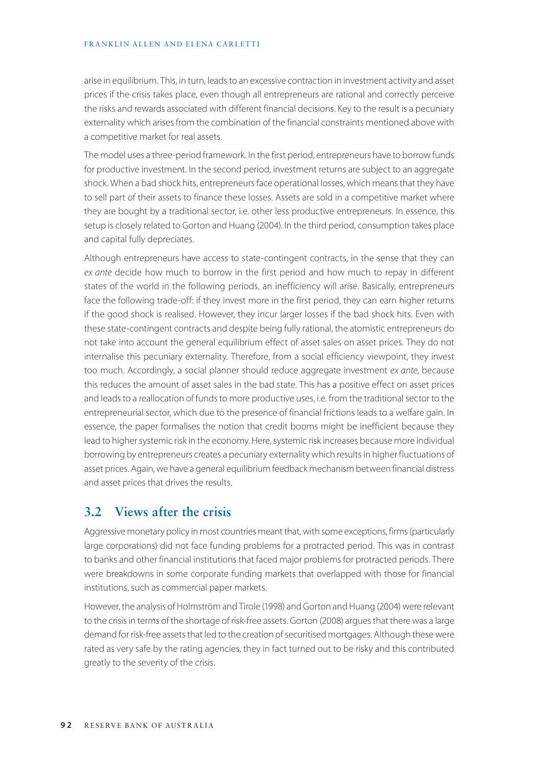arise in equilibrium. This, in turn, leads to an excessive contraction in investment activity and asset prices if the crisis takes place, even though all entrepreneurs are rational and correctly perceive the risks and rewards associated with different financial decisions. Key to the result is a pecuniary externality which arises from the combination of the financial constraints mentioned above with a competitive market for real assets.

The model uses a three-period framework. In the first period, entrepreneurs have to borrow funds for productive investment. In the second period, investment returns are subject to an aggregate shock. When a bad shock hits, entrepreneurs face operational losses, which means that they have to sell part of their assets to finance these losses. Assets are sold in a competitive market where they are bought by a traditional sector, i.e. other less productive entrepreneurs. In essence, this setup is closely related to Gorton and Huang (2004). In the third period, consumption takes place and capital fully depreciates.

Although entrepreneurs have access to state-contingent contracts, in the sense that they can *ex ante* decide how much to borrow in the first period and how much to repay in different states of the world in the following periods, an inefficiency will arise. Basically, entrepreneurs face the following trade-off: if they invest more in the first period, they can earn higher returns if the good shock is realised. However, they incur larger losses if the bad shock hits. Even with these state-contingent contracts and despite being fully rational, the atomistic entrepreneurs do not take into account the general equilibrium effect of asset sales on asset prices. They do not internalise this pecuniary externality. Therefore, from a social efficiency viewpoint, they invest too much. Accordingly, a social planner should reduce aggregate investment *ex ante*, because this reduces the amount of asset sales in the bad state. This has a positive effect on asset prices and leads to a reallocation of funds to more productive uses, i.e. from the traditional sector to the entrepreneurial sector, which due to the presence of financial frictions leads to a welfare gain. In essence, the paper formalises the notion that credit booms might be inefficient because they lead to higher systemic risk in the economy. Here, systemic risk increases because more individual borrowing by entrepreneurs creates a pecuniary externality which results in higher fluctuations of asset prices. Again, we have a general equilibrium feedback mechanism between financial distress and asset prices that drives the results.

## 3.2 Views after the crisis

Aggressive monetary policy in most countries meant that, with some exceptions, firms (particularly large corporations) did not face funding problems for a protracted period. This was in contrast to banks and other financial institutions that faced major problems for protracted periods. There were breakdowns in some corporate funding markets that overlapped with those for financial institutions, such as commercial paper markets.

However, the analysis of Holmström and Tirole (1998) and Gorton and Huang (2004) were relevant to the crisis in terms of the shortage of risk-free assets. Gorton (2008) argues that there was a large demand for risk-free assets that led to the creation of securitised mortgages. Although these were rated as very safe by the rating agencies, they in fact turned out to be risky and this contributed greatly to the severity of the crisis.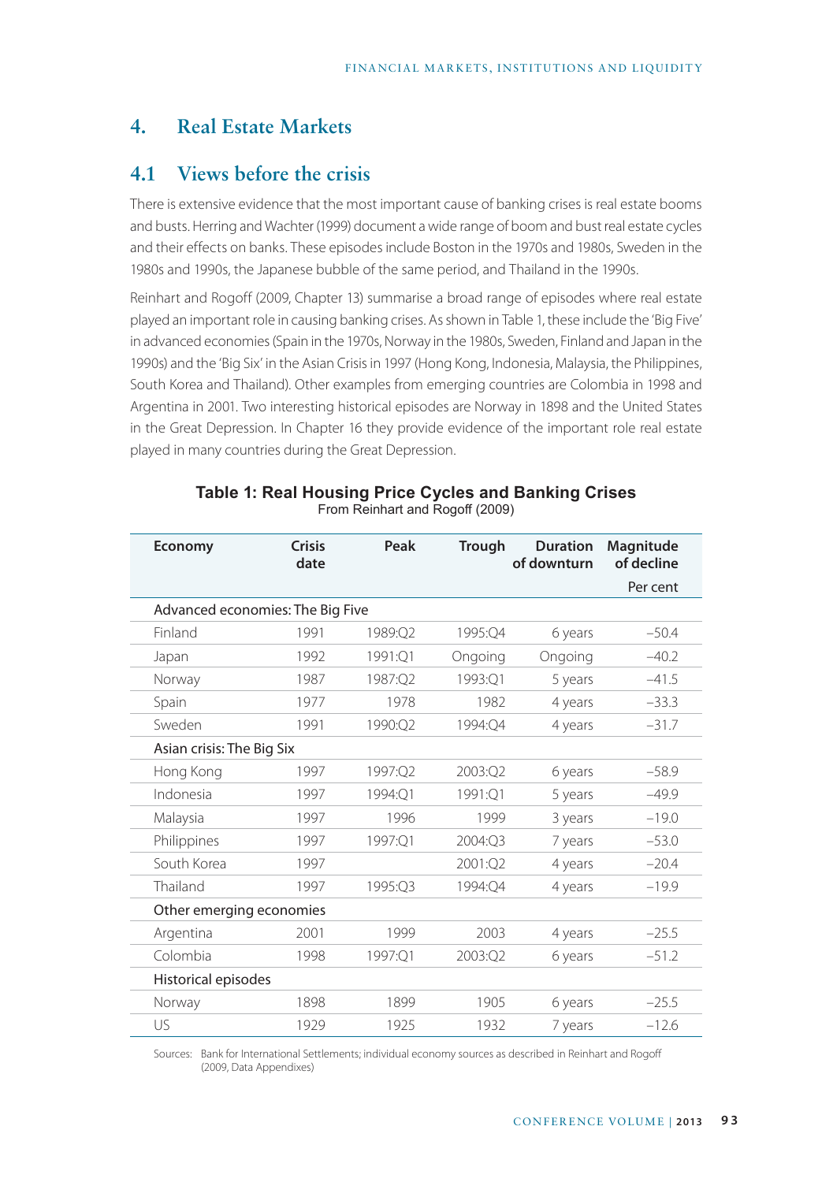# 4. Real Estate Markets

## 4.1 Views before the crisis

There is extensive evidence that the most important cause of banking crises is real estate booms and busts. Herring and Wachter (1999) document a wide range of boom and bust real estate cycles and their effects on banks. These episodes include Boston in the 1970s and 1980s, Sweden in the 1980s and 1990s, the Japanese bubble of the same period, and Thailand in the 1990s.

Reinhart and Rogoff (2009, Chapter 13) summarise a broad range of episodes where real estate played an important role in causing banking crises. As shown in Table 1, these include the 'Big Five' in advanced economies (Spain in the 1970s, Norway in the 1980s, Sweden, Finland and Japan in the 1990s) and the 'Big Six' in the Asian Crisis in 1997 (Hong Kong, Indonesia, Malaysia, the Philippines, South Korea and Thailand). Other examples from emerging countries are Colombia in 1998 and Argentina in 2001. Two interesting historical episodes are Norway in 1898 and the United States in the Great Depression. In Chapter 16 they provide evidence of the important role real estate played in many countries during the Great Depression.

**Table 1: Real Housing Price Cycles and Banking Crises**
From Reinhart and Rogoff (2009)

| Economy | Crisis date | Peak | Trough | Duration of downturn | Magnitude of decline |
|---|---|---|---|---|---|
| | | | | | Per cent |
| **Advanced economies: The Big Five** | | | | | |
| Finland | 1991 | 1989:Q2 | 1995:Q4 | 6 years | –50.4 |
| Japan | 1992 | 1991:Q1 | Ongoing | Ongoing | –40.2 |
| Norway | 1987 | 1987:Q2 | 1993:Q1 | 5 years | –41.5 |
| Spain | 1977 | 1978 | 1982 | 4 years | –33.3 |
| Sweden | 1991 | 1990:Q2 | 1994:Q4 | 4 years | –31.7 |
| **Asian crisis: The Big Six** | | | | | |
| Hong Kong | 1997 | 1997:Q2 | 2003:Q2 | 6 years | –58.9 |
| Indonesia | 1997 | 1994:Q1 | 1991:Q1 | 5 years | –49.9 |
| Malaysia | 1997 | 1996 | 1999 | 3 years | –19.0 |
| Philippines | 1997 | 1997:Q1 | 2004:Q3 | 7 years | –53.0 |
| South Korea | 1997 | | 2001:Q2 | 4 years | –20.4 |
| Thailand | 1997 | 1995:Q3 | 1994:Q4 | 4 years | –19.9 |
| **Other emerging economies** | | | | | |
| Argentina | 2001 | 1999 | 2003 | 4 years | –25.5 |
| Colombia | 1998 | 1997:Q1 | 2003:Q2 | 6 years | –51.2 |
| **Historical episodes** | | | | | |
| Norway | 1898 | 1899 | 1905 | 6 years | –25.5 |
| US | 1929 | 1925 | 1932 | 7 years | –12.6 |

Sources: Bank for International Settlements; individual economy sources as described in Reinhart and Rogoff (2009, Data Appendixes)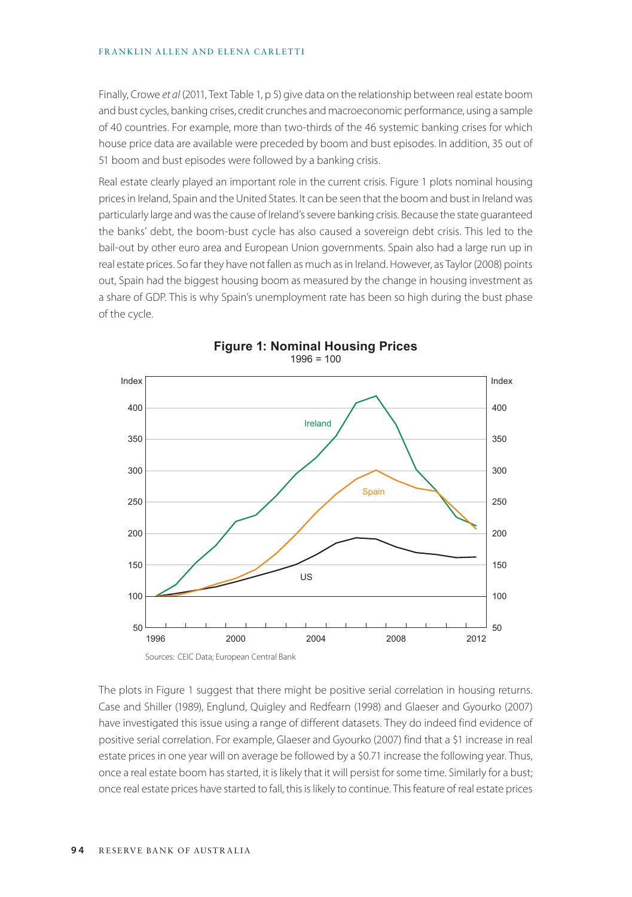Finally, Crowe *et al* (2011, Text Table 1, p 5) give data on the relationship between real estate boom and bust cycles, banking crises, credit crunches and macroeconomic performance, using a sample of 40 countries. For example, more than two-thirds of the 46 systemic banking crises for which house price data are available were preceded by boom and bust episodes. In addition, 35 out of 51 boom and bust episodes were followed by a banking crisis.

Real estate clearly played an important role in the current crisis. Figure 1 plots nominal housing prices in Ireland, Spain and the United States. It can be seen that the boom and bust in Ireland was particularly large and was the cause of Ireland's severe banking crisis. Because the state guaranteed the banks' debt, the boom-bust cycle has also caused a sovereign debt crisis. This led to the bail-out by other euro area and European Union governments. Spain also had a large run up in real estate prices. So far they have not fallen as much as in Ireland. However, as Taylor (2008) points out, Spain had the biggest housing boom as measured by the change in housing investment as a share of GDP. This is why Spain's unemployment rate has been so high during the bust phase of the cycle.

**Figure 1: Nominal Housing Prices**

1996 = 100

Sources: CEIC Data; European Central Bank

The plots in Figure 1 suggest that there might be positive serial correlation in housing returns. Case and Shiller (1989), Englund, Quigley and Redfearn (1998) and Glaeser and Gyourko (2007) have investigated this issue using a range of different datasets. They do indeed find evidence of positive serial correlation. For example, Glaeser and Gyourko (2007) find that a $1 increase in real estate prices in one year will on average be followed by a $0.71 increase the following year. Thus, once a real estate boom has started, it is likely that it will persist for some time. Similarly for a bust; once real estate prices have started to fall, this is likely to continue. This feature of real estate prices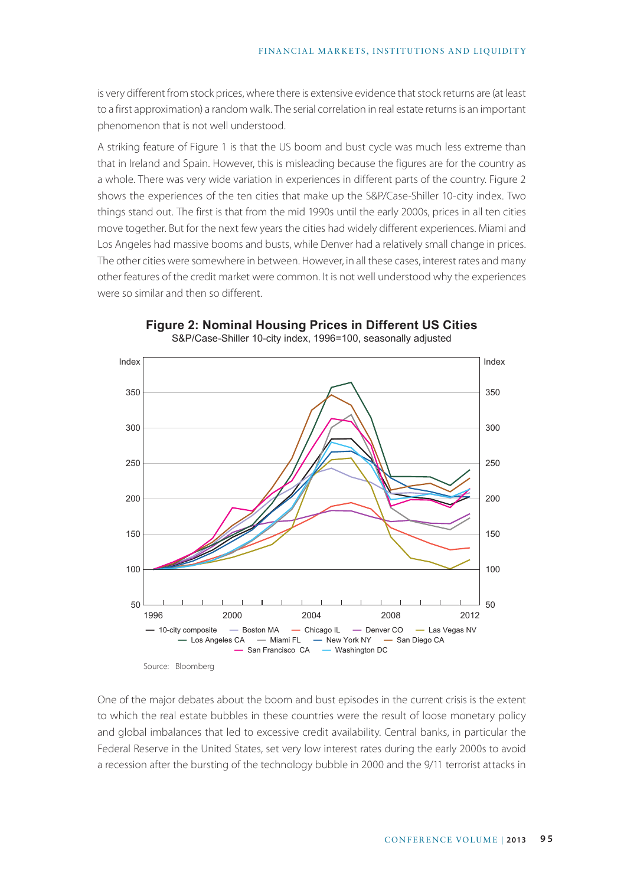is very different from stock prices, where there is extensive evidence that stock returns are (at least to a first approximation) a random walk. The serial correlation in real estate returns is an important phenomenon that is not well understood.

A striking feature of Figure 1 is that the US boom and bust cycle was much less extreme than that in Ireland and Spain. However, this is misleading because the figures are for the country as a whole. There was very wide variation in experiences in different parts of the country. Figure 2 shows the experiences of the ten cities that make up the S&P/Case-Shiller 10-city index. Two things stand out. The first is that from the mid 1990s until the early 2000s, prices in all ten cities move together. But for the next few years the cities had widely different experiences. Miami and Los Angeles had massive booms and busts, while Denver had a relatively small change in prices. The other cities were somewhere in between. However, in all these cases, interest rates and many other features of the credit market were common. It is not well understood why the experiences were so similar and then so different.

**Figure 2: Nominal Housing Prices in Different US Cities**

S&P/Case-Shiller 10-city index, 1996=100, seasonally adjusted

Source: Bloomberg

One of the major debates about the boom and bust episodes in the current crisis is the extent to which the real estate bubbles in these countries were the result of loose monetary policy and global imbalances that led to excessive credit availability. Central banks, in particular the Federal Reserve in the United States, set very low interest rates during the early 2000s to avoid a recession after the bursting of the technology bubble in 2000 and the 9/11 terrorist attacks in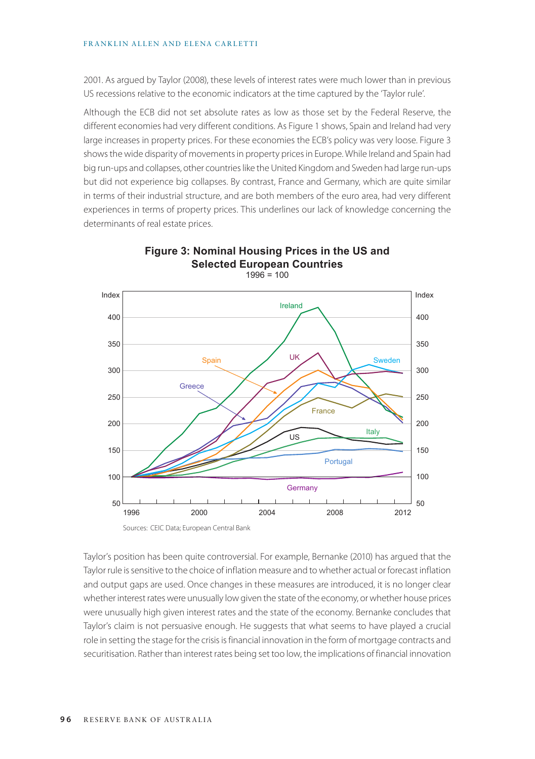2001. As argued by Taylor (2008), these levels of interest rates were much lower than in previous US recessions relative to the economic indicators at the time captured by the 'Taylor rule'.

Although the ECB did not set absolute rates as low as those set by the Federal Reserve, the different economies had very different conditions. As Figure 1 shows, Spain and Ireland had very large increases in property prices. For these economies the ECB's policy was very loose. Figure 3 shows the wide disparity of movements in property prices in Europe. While Ireland and Spain had big run-ups and collapses, other countries like the United Kingdom and Sweden had large run-ups but did not experience big collapses. By contrast, France and Germany, which are quite similar in terms of their industrial structure, and are both members of the euro area, had very different experiences in terms of property prices. This underlines our lack of knowledge concerning the determinants of real estate prices.

**Figure 3: Nominal Housing Prices in the US and Selected European Countries**
1996 = 100

Sources: CEIC Data; European Central Bank

Taylor's position has been quite controversial. For example, Bernanke (2010) has argued that the Taylor rule is sensitive to the choice of inflation measure and to whether actual or forecast inflation and output gaps are used. Once changes in these measures are introduced, it is no longer clear whether interest rates were unusually low given the state of the economy, or whether house prices were unusually high given interest rates and the state of the economy. Bernanke concludes that Taylor's claim is not persuasive enough. He suggests that what seems to have played a crucial role in setting the stage for the crisis is financial innovation in the form of mortgage contracts and securitisation. Rather than interest rates being set too low, the implications of financial innovation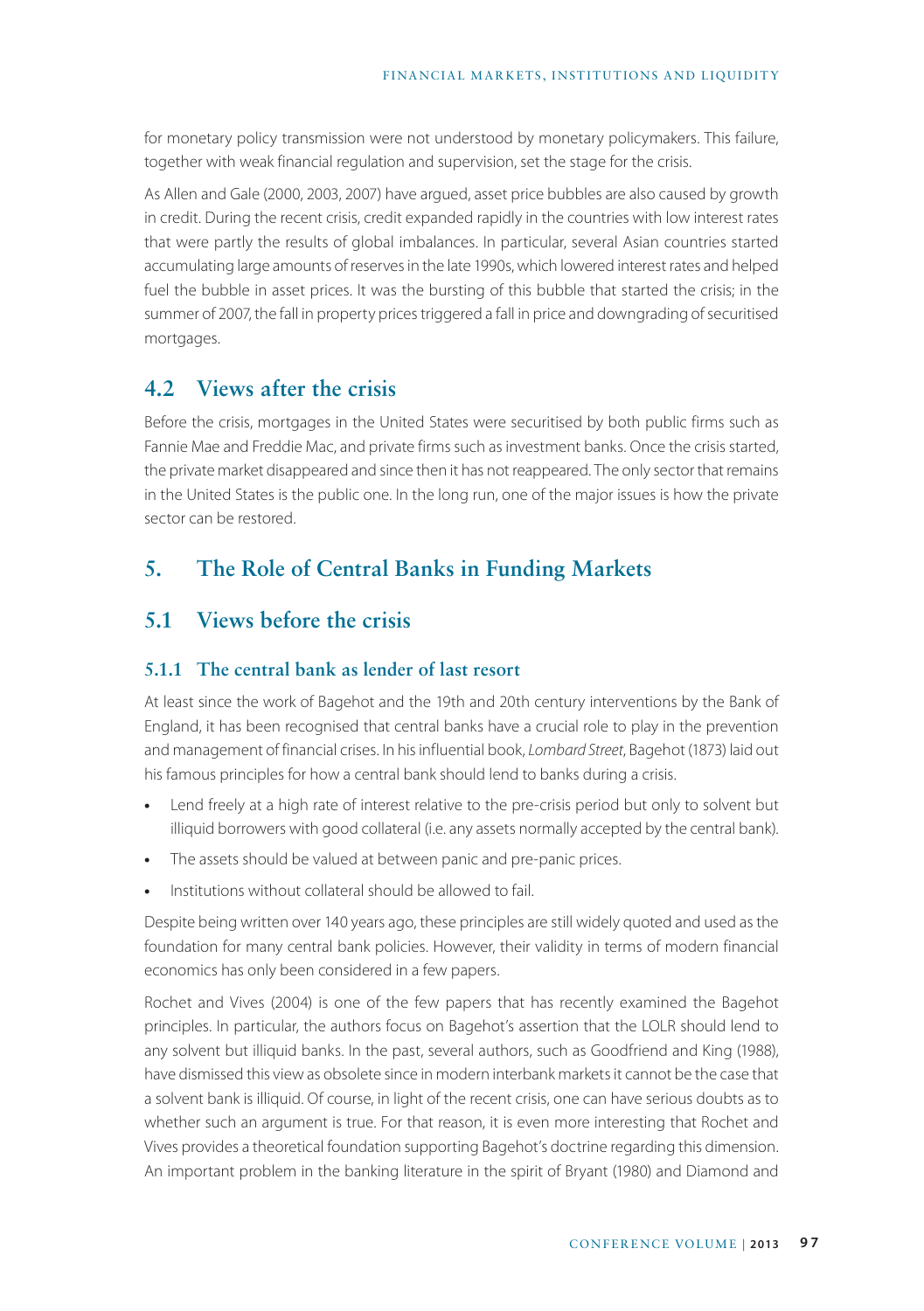for monetary policy transmission were not understood by monetary policymakers. This failure, together with weak financial regulation and supervision, set the stage for the crisis.

As Allen and Gale (2000, 2003, 2007) have argued, asset price bubbles are also caused by growth in credit. During the recent crisis, credit expanded rapidly in the countries with low interest rates that were partly the results of global imbalances. In particular, several Asian countries started accumulating large amounts of reserves in the late 1990s, which lowered interest rates and helped fuel the bubble in asset prices. It was the bursting of this bubble that started the crisis; in the summer of 2007, the fall in property prices triggered a fall in price and downgrading of securitised mortgages.

## 4.2 Views after the crisis

Before the crisis, mortgages in the United States were securitised by both public firms such as Fannie Mae and Freddie Mac, and private firms such as investment banks. Once the crisis started, the private market disappeared and since then it has not reappeared. The only sector that remains in the United States is the public one. In the long run, one of the major issues is how the private sector can be restored.

# 5. The Role of Central Banks in Funding Markets

## 5.1 Views before the crisis

### 5.1.1 The central bank as lender of last resort

At least since the work of Bagehot and the 19th and 20th century interventions by the Bank of England, it has been recognised that central banks have a crucial role to play in the prevention and management of financial crises. In his influential book, *Lombard Street*, Bagehot (1873) laid out his famous principles for how a central bank should lend to banks during a crisis.

- Lend freely at a high rate of interest relative to the pre-crisis period but only to solvent but illiquid borrowers with good collateral (i.e. any assets normally accepted by the central bank).
- The assets should be valued at between panic and pre-panic prices.
- Institutions without collateral should be allowed to fail.

Despite being written over 140 years ago, these principles are still widely quoted and used as the foundation for many central bank policies. However, their validity in terms of modern financial economics has only been considered in a few papers.

Rochet and Vives (2004) is one of the few papers that has recently examined the Bagehot principles. In particular, the authors focus on Bagehot's assertion that the LOLR should lend to any solvent but illiquid banks. In the past, several authors, such as Goodfriend and King (1988), have dismissed this view as obsolete since in modern interbank markets it cannot be the case that a solvent bank is illiquid. Of course, in light of the recent crisis, one can have serious doubts as to whether such an argument is true. For that reason, it is even more interesting that Rochet and Vives provides a theoretical foundation supporting Bagehot's doctrine regarding this dimension. An important problem in the banking literature in the spirit of Bryant (1980) and Diamond and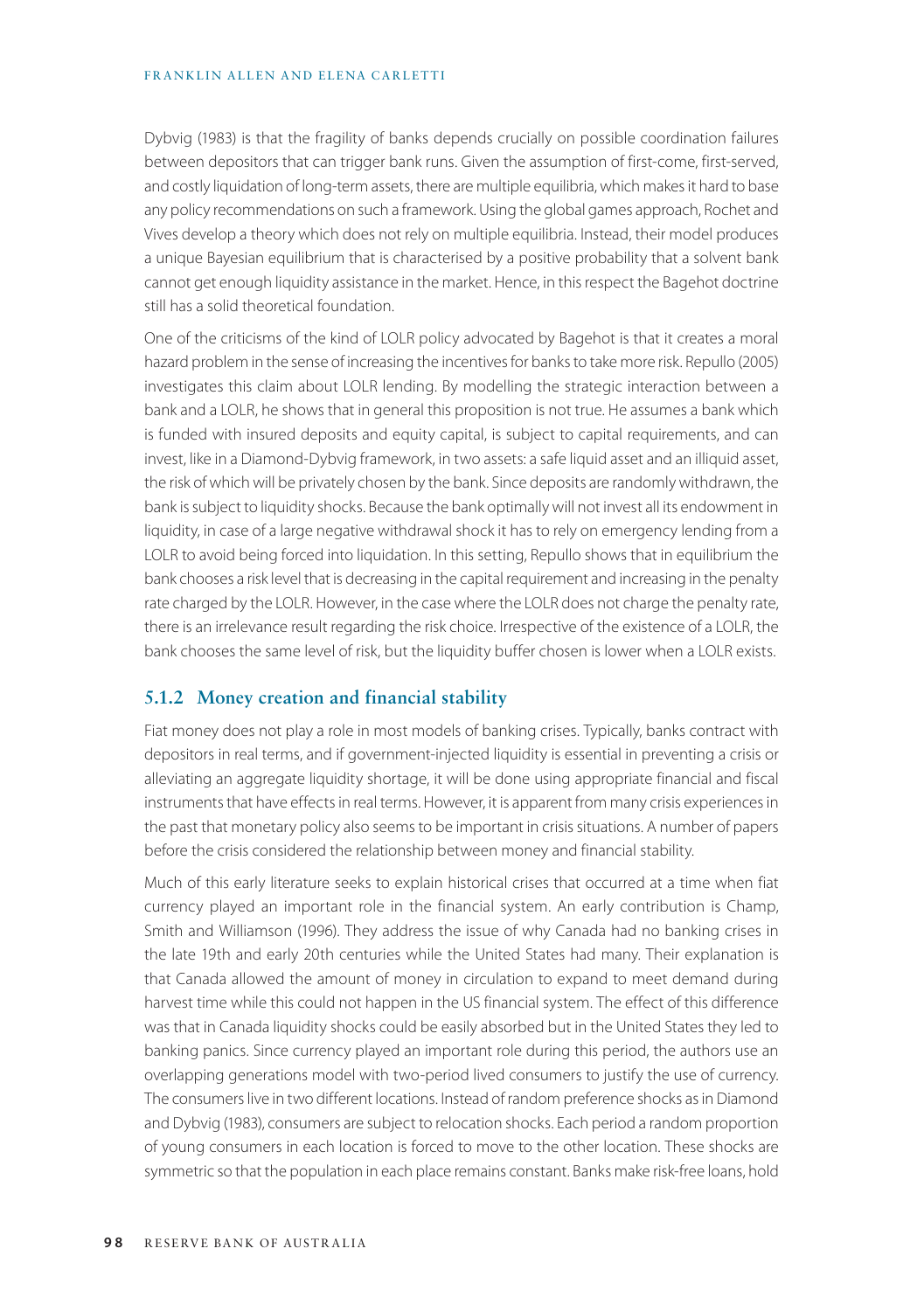Dybvig (1983) is that the fragility of banks depends crucially on possible coordination failures between depositors that can trigger bank runs. Given the assumption of first-come, first-served, and costly liquidation of long-term assets, there are multiple equilibria, which makes it hard to base any policy recommendations on such a framework. Using the global games approach, Rochet and Vives develop a theory which does not rely on multiple equilibria. Instead, their model produces a unique Bayesian equilibrium that is characterised by a positive probability that a solvent bank cannot get enough liquidity assistance in the market. Hence, in this respect the Bagehot doctrine still has a solid theoretical foundation.

One of the criticisms of the kind of LOLR policy advocated by Bagehot is that it creates a moral hazard problem in the sense of increasing the incentives for banks to take more risk. Repullo (2005) investigates this claim about LOLR lending. By modelling the strategic interaction between a bank and a LOLR, he shows that in general this proposition is not true. He assumes a bank which is funded with insured deposits and equity capital, is subject to capital requirements, and can invest, like in a Diamond-Dybvig framework, in two assets: a safe liquid asset and an illiquid asset, the risk of which will be privately chosen by the bank. Since deposits are randomly withdrawn, the bank is subject to liquidity shocks. Because the bank optimally will not invest all its endowment in liquidity, in case of a large negative withdrawal shock it has to rely on emergency lending from a LOLR to avoid being forced into liquidation. In this setting, Repullo shows that in equilibrium the bank chooses a risk level that is decreasing in the capital requirement and increasing in the penalty rate charged by the LOLR. However, in the case where the LOLR does not charge the penalty rate, there is an irrelevance result regarding the risk choice. Irrespective of the existence of a LOLR, the bank chooses the same level of risk, but the liquidity buffer chosen is lower when a LOLR exists.

### 5.1.2 Money creation and financial stability

Fiat money does not play a role in most models of banking crises. Typically, banks contract with depositors in real terms, and if government-injected liquidity is essential in preventing a crisis or alleviating an aggregate liquidity shortage, it will be done using appropriate financial and fiscal instruments that have effects in real terms. However, it is apparent from many crisis experiences in the past that monetary policy also seems to be important in crisis situations. A number of papers before the crisis considered the relationship between money and financial stability.

Much of this early literature seeks to explain historical crises that occurred at a time when fiat currency played an important role in the financial system. An early contribution is Champ, Smith and Williamson (1996). They address the issue of why Canada had no banking crises in the late 19th and early 20th centuries while the United States had many. Their explanation is that Canada allowed the amount of money in circulation to expand to meet demand during harvest time while this could not happen in the US financial system. The effect of this difference was that in Canada liquidity shocks could be easily absorbed but in the United States they led to banking panics. Since currency played an important role during this period, the authors use an overlapping generations model with two-period lived consumers to justify the use of currency. The consumers live in two different locations. Instead of random preference shocks as in Diamond and Dybvig (1983), consumers are subject to relocation shocks. Each period a random proportion of young consumers in each location is forced to move to the other location. These shocks are symmetric so that the population in each place remains constant. Banks make risk-free loans, hold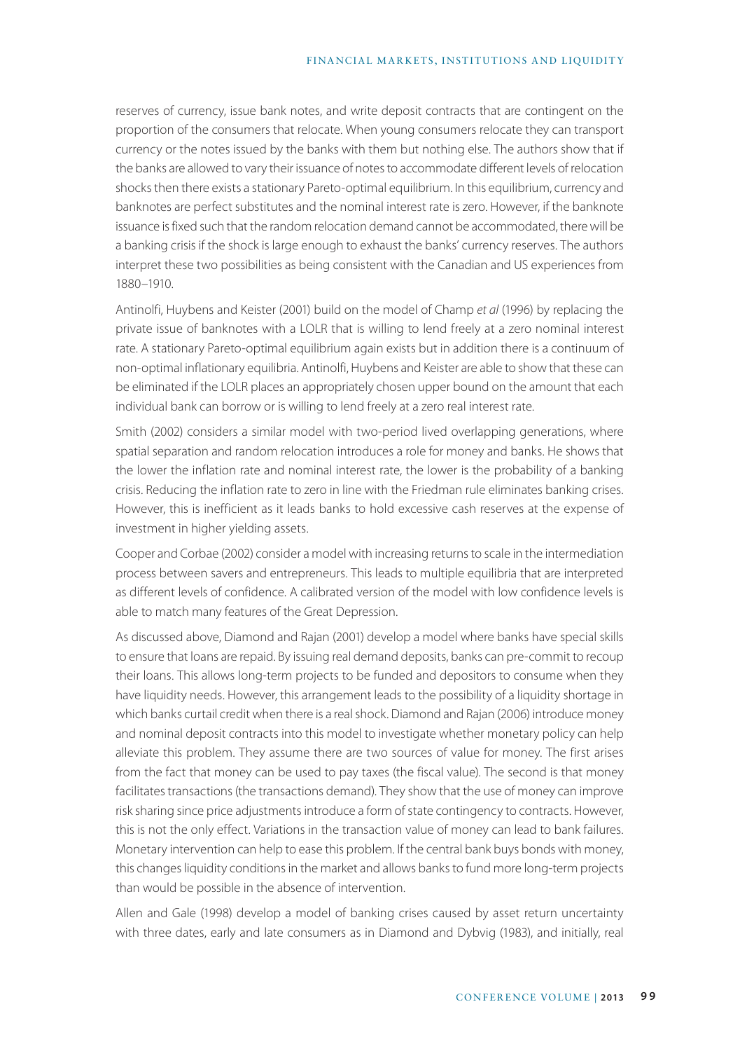reserves of currency, issue bank notes, and write deposit contracts that are contingent on the proportion of the consumers that relocate. When young consumers relocate they can transport currency or the notes issued by the banks with them but nothing else. The authors show that if the banks are allowed to vary their issuance of notes to accommodate different levels of relocation shocks then there exists a stationary Pareto-optimal equilibrium. In this equilibrium, currency and banknotes are perfect substitutes and the nominal interest rate is zero. However, if the banknote issuance is fixed such that the random relocation demand cannot be accommodated, there will be a banking crisis if the shock is large enough to exhaust the banks' currency reserves. The authors interpret these two possibilities as being consistent with the Canadian and US experiences from 1880–1910.

Antinolfi, Huybens and Keister (2001) build on the model of Champ *et al* (1996) by replacing the private issue of banknotes with a LOLR that is willing to lend freely at a zero nominal interest rate. A stationary Pareto-optimal equilibrium again exists but in addition there is a continuum of non-optimal inflationary equilibria. Antinolfi, Huybens and Keister are able to show that these can be eliminated if the LOLR places an appropriately chosen upper bound on the amount that each individual bank can borrow or is willing to lend freely at a zero real interest rate.

Smith (2002) considers a similar model with two-period lived overlapping generations, where spatial separation and random relocation introduces a role for money and banks. He shows that the lower the inflation rate and nominal interest rate, the lower is the probability of a banking crisis. Reducing the inflation rate to zero in line with the Friedman rule eliminates banking crises. However, this is inefficient as it leads banks to hold excessive cash reserves at the expense of investment in higher yielding assets.

Cooper and Corbae (2002) consider a model with increasing returns to scale in the intermediation process between savers and entrepreneurs. This leads to multiple equilibria that are interpreted as different levels of confidence. A calibrated version of the model with low confidence levels is able to match many features of the Great Depression.

As discussed above, Diamond and Rajan (2001) develop a model where banks have special skills to ensure that loans are repaid. By issuing real demand deposits, banks can pre-commit to recoup their loans. This allows long-term projects to be funded and depositors to consume when they have liquidity needs. However, this arrangement leads to the possibility of a liquidity shortage in which banks curtail credit when there is a real shock. Diamond and Rajan (2006) introduce money and nominal deposit contracts into this model to investigate whether monetary policy can help alleviate this problem. They assume there are two sources of value for money. The first arises from the fact that money can be used to pay taxes (the fiscal value). The second is that money facilitates transactions (the transactions demand). They show that the use of money can improve risk sharing since price adjustments introduce a form of state contingency to contracts. However, this is not the only effect. Variations in the transaction value of money can lead to bank failures. Monetary intervention can help to ease this problem. If the central bank buys bonds with money, this changes liquidity conditions in the market and allows banks to fund more long-term projects than would be possible in the absence of intervention.

Allen and Gale (1998) develop a model of banking crises caused by asset return uncertainty with three dates, early and late consumers as in Diamond and Dybvig (1983), and initially, real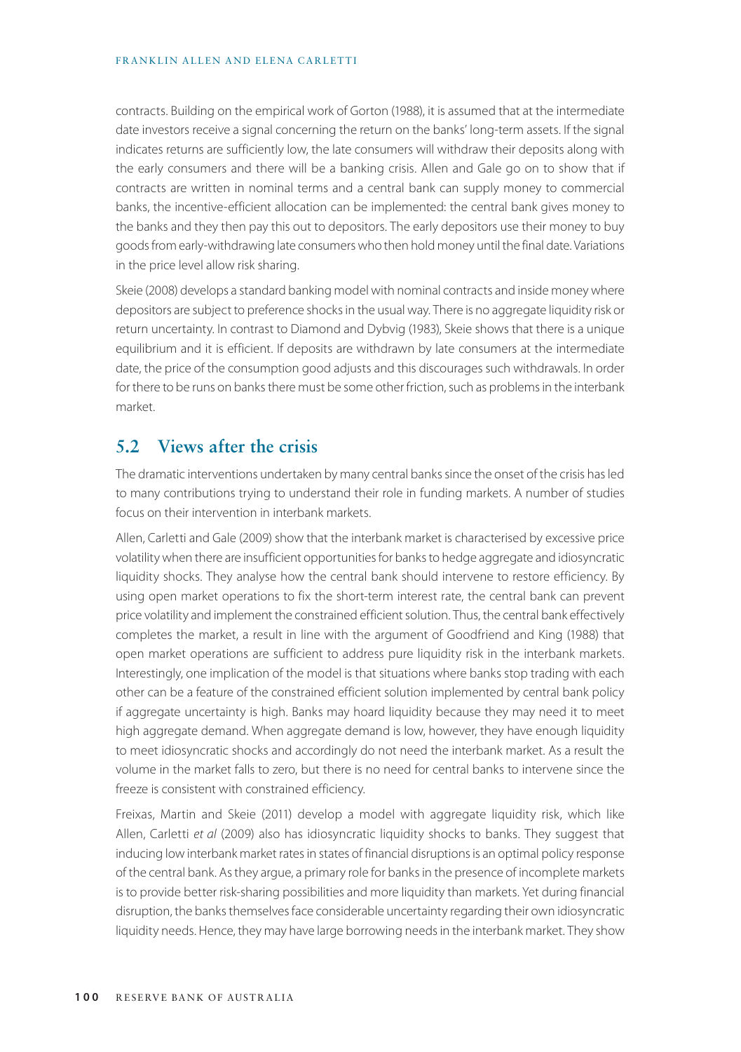contracts. Building on the empirical work of Gorton (1988), it is assumed that at the intermediate date investors receive a signal concerning the return on the banks' long-term assets. If the signal indicates returns are sufficiently low, the late consumers will withdraw their deposits along with the early consumers and there will be a banking crisis. Allen and Gale go on to show that if contracts are written in nominal terms and a central bank can supply money to commercial banks, the incentive-efficient allocation can be implemented: the central bank gives money to the banks and they then pay this out to depositors. The early depositors use their money to buy goods from early-withdrawing late consumers who then hold money until the final date. Variations in the price level allow risk sharing.

Skeie (2008) develops a standard banking model with nominal contracts and inside money where depositors are subject to preference shocks in the usual way. There is no aggregate liquidity risk or return uncertainty. In contrast to Diamond and Dybvig (1983), Skeie shows that there is a unique equilibrium and it is efficient. If deposits are withdrawn by late consumers at the intermediate date, the price of the consumption good adjusts and this discourages such withdrawals. In order for there to be runs on banks there must be some other friction, such as problems in the interbank market.

## 5.2 Views after the crisis

The dramatic interventions undertaken by many central banks since the onset of the crisis has led to many contributions trying to understand their role in funding markets. A number of studies focus on their intervention in interbank markets.

Allen, Carletti and Gale (2009) show that the interbank market is characterised by excessive price volatility when there are insufficient opportunities for banks to hedge aggregate and idiosyncratic liquidity shocks. They analyse how the central bank should intervene to restore efficiency. By using open market operations to fix the short-term interest rate, the central bank can prevent price volatility and implement the constrained efficient solution. Thus, the central bank effectively completes the market, a result in line with the argument of Goodfriend and King (1988) that open market operations are sufficient to address pure liquidity risk in the interbank markets. Interestingly, one implication of the model is that situations where banks stop trading with each other can be a feature of the constrained efficient solution implemented by central bank policy if aggregate uncertainty is high. Banks may hoard liquidity because they may need it to meet high aggregate demand. When aggregate demand is low, however, they have enough liquidity to meet idiosyncratic shocks and accordingly do not need the interbank market. As a result the volume in the market falls to zero, but there is no need for central banks to intervene since the freeze is consistent with constrained efficiency.

Freixas, Martin and Skeie (2011) develop a model with aggregate liquidity risk, which like Allen, Carletti *et al* (2009) also has idiosyncratic liquidity shocks to banks. They suggest that inducing low interbank market rates in states of financial disruptions is an optimal policy response of the central bank. As they argue, a primary role for banks in the presence of incomplete markets is to provide better risk-sharing possibilities and more liquidity than markets. Yet during financial disruption, the banks themselves face considerable uncertainty regarding their own idiosyncratic liquidity needs. Hence, they may have large borrowing needs in the interbank market. They show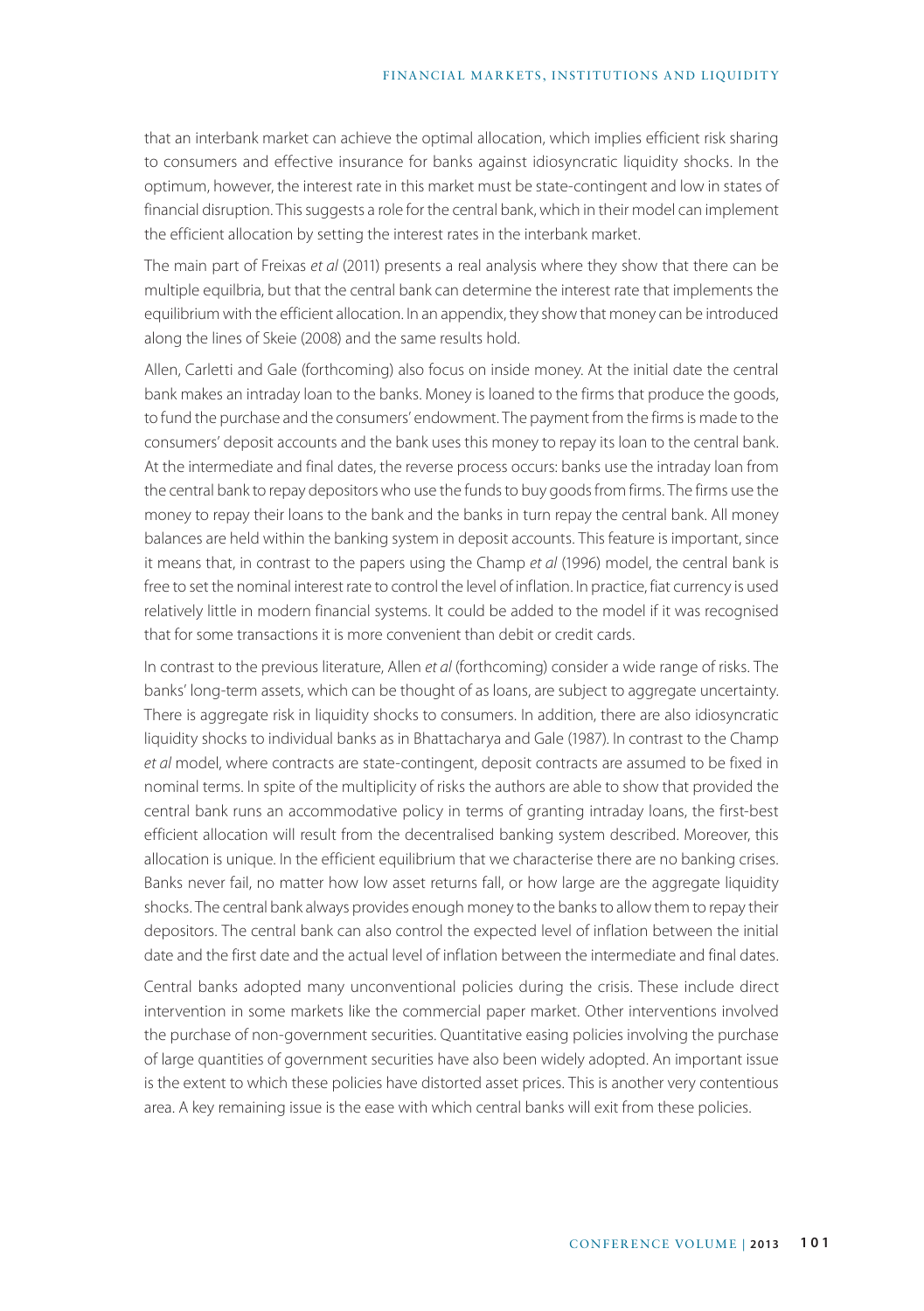that an interbank market can achieve the optimal allocation, which implies efficient risk sharing to consumers and effective insurance for banks against idiosyncratic liquidity shocks. In the optimum, however, the interest rate in this market must be state-contingent and low in states of financial disruption. This suggests a role for the central bank, which in their model can implement the efficient allocation by setting the interest rates in the interbank market.

The main part of Freixas *et al* (2011) presents a real analysis where they show that there can be multiple equilbria, but that the central bank can determine the interest rate that implements the equilibrium with the efficient allocation. In an appendix, they show that money can be introduced along the lines of Skeie (2008) and the same results hold.

Allen, Carletti and Gale (forthcoming) also focus on inside money. At the initial date the central bank makes an intraday loan to the banks. Money is loaned to the firms that produce the goods, to fund the purchase and the consumers' endowment. The payment from the firms is made to the consumers' deposit accounts and the bank uses this money to repay its loan to the central bank. At the intermediate and final dates, the reverse process occurs: banks use the intraday loan from the central bank to repay depositors who use the funds to buy goods from firms. The firms use the money to repay their loans to the bank and the banks in turn repay the central bank. All money balances are held within the banking system in deposit accounts. This feature is important, since it means that, in contrast to the papers using the Champ *et al* (1996) model, the central bank is free to set the nominal interest rate to control the level of inflation. In practice, fiat currency is used relatively little in modern financial systems. It could be added to the model if it was recognised that for some transactions it is more convenient than debit or credit cards.

In contrast to the previous literature, Allen *et al* (forthcoming) consider a wide range of risks. The banks' long-term assets, which can be thought of as loans, are subject to aggregate uncertainty. There is aggregate risk in liquidity shocks to consumers. In addition, there are also idiosyncratic liquidity shocks to individual banks as in Bhattacharya and Gale (1987). In contrast to the Champ *et al* model, where contracts are state-contingent, deposit contracts are assumed to be fixed in nominal terms. In spite of the multiplicity of risks the authors are able to show that provided the central bank runs an accommodative policy in terms of granting intraday loans, the first-best efficient allocation will result from the decentralised banking system described. Moreover, this allocation is unique. In the efficient equilibrium that we characterise there are no banking crises. Banks never fail, no matter how low asset returns fall, or how large are the aggregate liquidity shocks. The central bank always provides enough money to the banks to allow them to repay their depositors. The central bank can also control the expected level of inflation between the initial date and the first date and the actual level of inflation between the intermediate and final dates.

Central banks adopted many unconventional policies during the crisis. These include direct intervention in some markets like the commercial paper market. Other interventions involved the purchase of non-government securities. Quantitative easing policies involving the purchase of large quantities of government securities have also been widely adopted. An important issue is the extent to which these policies have distorted asset prices. This is another very contentious area. A key remaining issue is the ease with which central banks will exit from these policies.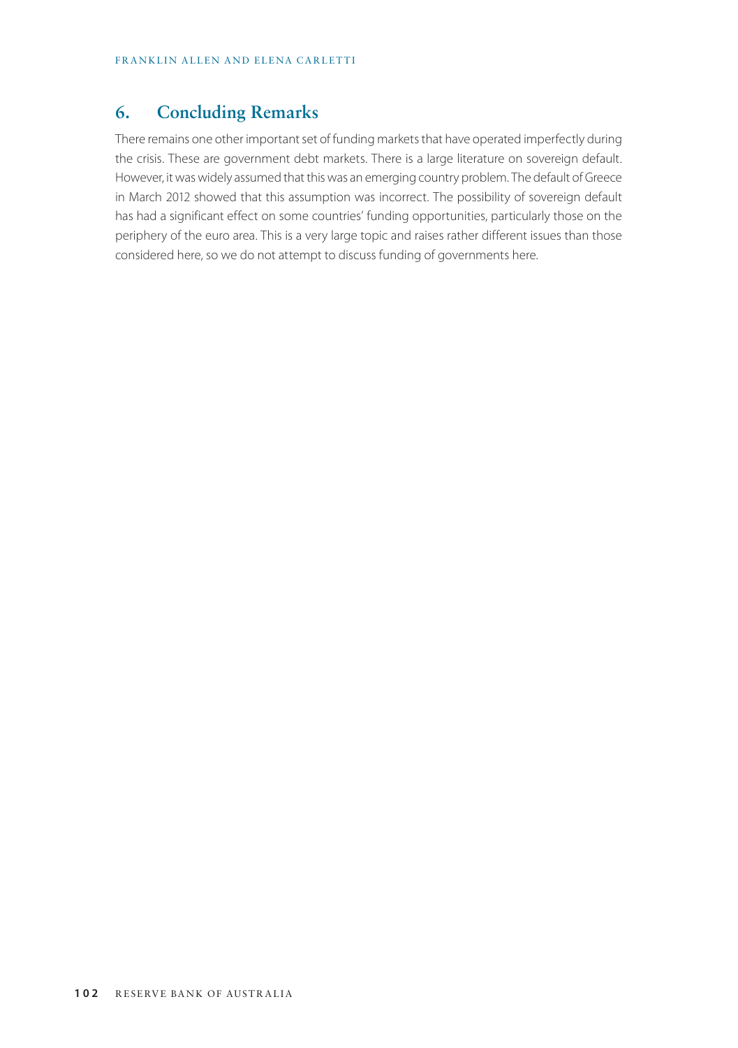## 6. Concluding Remarks

There remains one other important set of funding markets that have operated imperfectly during the crisis. These are government debt markets. There is a large literature on sovereign default. However, it was widely assumed that this was an emerging country problem. The default of Greece in March 2012 showed that this assumption was incorrect. The possibility of sovereign default has had a significant effect on some countries' funding opportunities, particularly those on the periphery of the euro area. This is a very large topic and raises rather different issues than those considered here, so we do not attempt to discuss funding of governments here.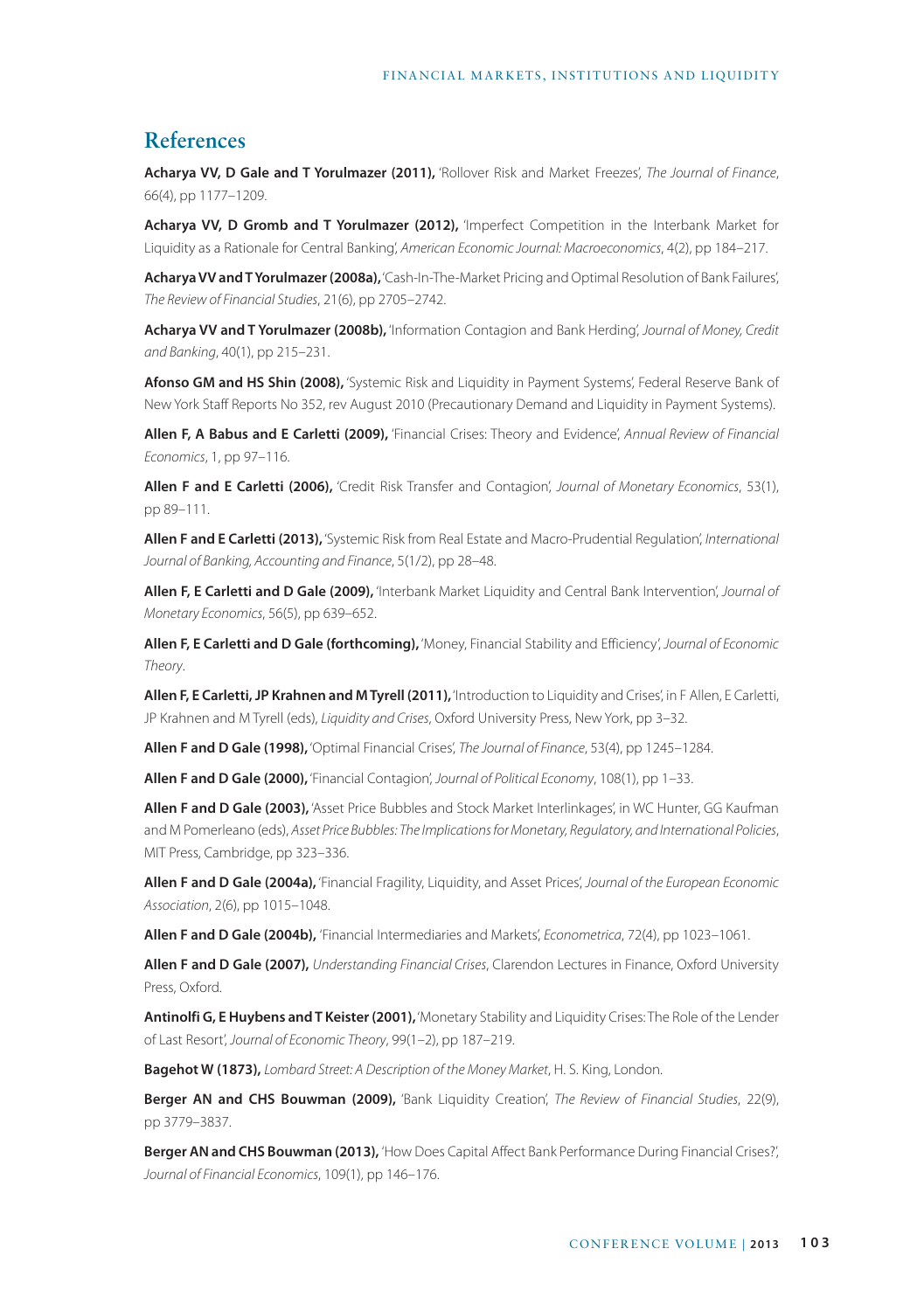## References

**Acharya VV, D Gale and T Yorulmazer (2011),** 'Rollover Risk and Market Freezes', *The Journal of Finance*, 66(4), pp 1177–1209.

**Acharya VV, D Gromb and T Yorulmazer (2012),** 'Imperfect Competition in the Interbank Market for Liquidity as a Rationale for Central Banking', *American Economic Journal: Macroeconomics*, 4(2), pp 184–217.

**Acharya VV and T Yorulmazer (2008a),** 'Cash-In-The-Market Pricing and Optimal Resolution of Bank Failures', *The Review of Financial Studies*, 21(6), pp 2705–2742.

**Acharya VV and T Yorulmazer (2008b),** 'Information Contagion and Bank Herding', *Journal of Money, Credit and Banking*, 40(1), pp 215–231.

**Afonso GM and HS Shin (2008),** 'Systemic Risk and Liquidity in Payment Systems', Federal Reserve Bank of New York Staff Reports No 352, rev August 2010 (Precautionary Demand and Liquidity in Payment Systems).

**Allen F, A Babus and E Carletti (2009),** 'Financial Crises: Theory and Evidence', *Annual Review of Financial Economics*, 1, pp 97–116.

**Allen F and E Carletti (2006),** 'Credit Risk Transfer and Contagion', *Journal of Monetary Economics*, 53(1), pp 89–111.

**Allen F and E Carletti (2013),** 'Systemic Risk from Real Estate and Macro-Prudential Regulation', *International Journal of Banking, Accounting and Finance*, 5(1/2), pp 28–48.

**Allen F, E Carletti and D Gale (2009),** 'Interbank Market Liquidity and Central Bank Intervention', *Journal of Monetary Economics*, 56(5), pp 639–652.

**Allen F, E Carletti and D Gale (forthcoming),** 'Money, Financial Stability and Efficiency', *Journal of Economic Theory*.

**Allen F, E Carletti, JP Krahnen and M Tyrell (2011),** 'Introduction to Liquidity and Crises', in F Allen, E Carletti, JP Krahnen and M Tyrell (eds), *Liquidity and Crises*, Oxford University Press, New York, pp 3–32.

**Allen F and D Gale (1998),** 'Optimal Financial Crises', *The Journal of Finance*, 53(4), pp 1245–1284.

**Allen F and D Gale (2000),** 'Financial Contagion', *Journal of Political Economy*, 108(1), pp 1–33.

**Allen F and D Gale (2003),** 'Asset Price Bubbles and Stock Market Interlinkages', in WC Hunter, GG Kaufman and M Pomerleano (eds), *Asset Price Bubbles: The Implications for Monetary, Regulatory, and International Policies*, MIT Press, Cambridge, pp 323–336.

**Allen F and D Gale (2004a),** 'Financial Fragility, Liquidity, and Asset Prices', *Journal of the European Economic Association*, 2(6), pp 1015–1048.

**Allen F and D Gale (2004b),** 'Financial Intermediaries and Markets', *Econometrica*, 72(4), pp 1023–1061.

**Allen F and D Gale (2007),** *Understanding Financial Crises*, Clarendon Lectures in Finance, Oxford University Press, Oxford.

**Antinolfi G, E Huybens and T Keister (2001),** 'Monetary Stability and Liquidity Crises: The Role of the Lender of Last Resort', *Journal of Economic Theory*, 99(1–2), pp 187–219.

**Bagehot W (1873),** *Lombard Street: A Description of the Money Market*, H. S. King, London.

**Berger AN and CHS Bouwman (2009),** 'Bank Liquidity Creation', *The Review of Financial Studies*, 22(9), pp 3779–3837.

**Berger AN and CHS Bouwman (2013),** 'How Does Capital Affect Bank Performance During Financial Crises?', *Journal of Financial Economics*, 109(1), pp 146–176.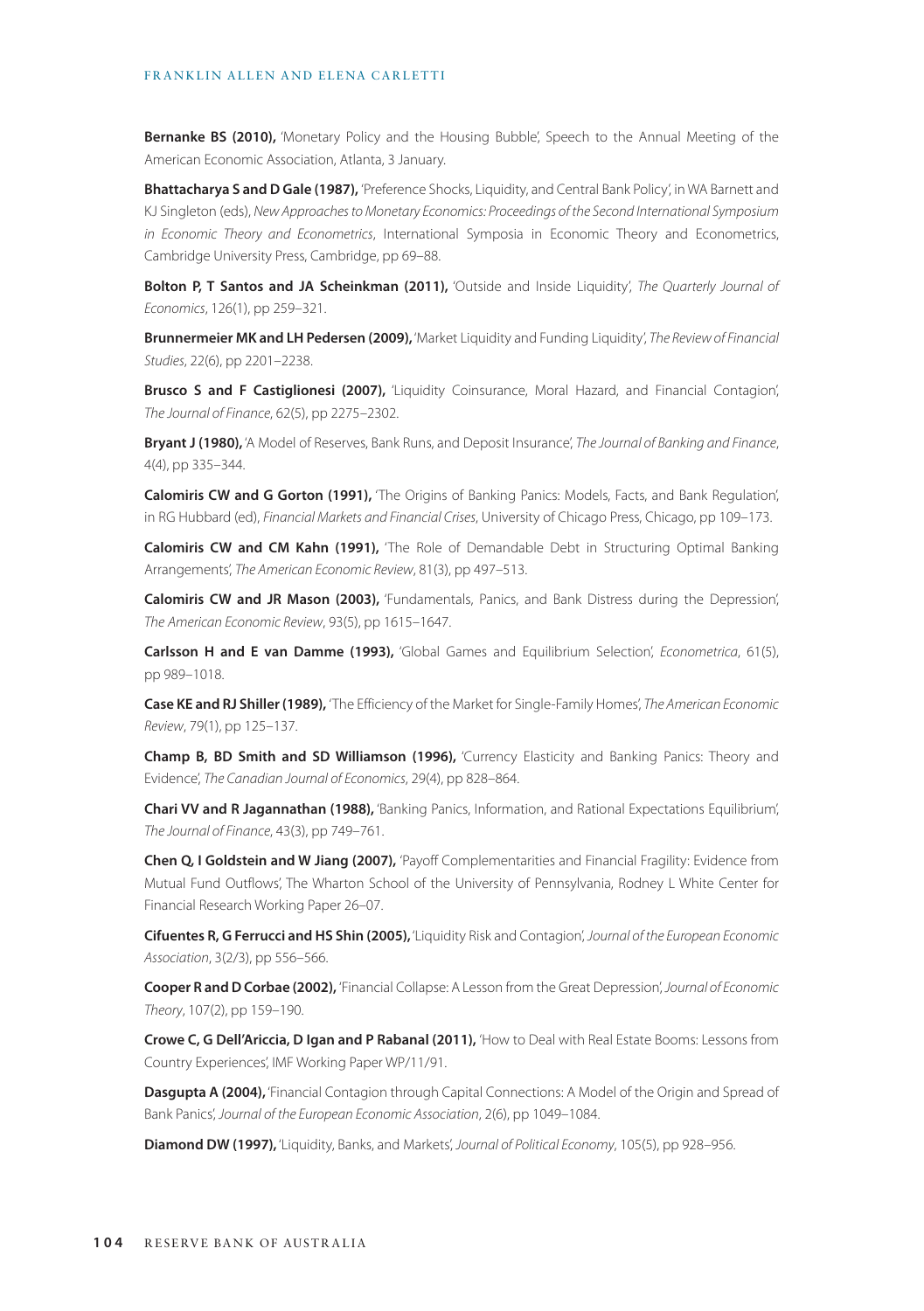**Bernanke BS (2010),** 'Monetary Policy and the Housing Bubble', Speech to the Annual Meeting of the American Economic Association, Atlanta, 3 January.

**Bhattacharya S and D Gale (1987),** 'Preference Shocks, Liquidity, and Central Bank Policy', in WA Barnett and KJ Singleton (eds), *New Approaches to Monetary Economics: Proceedings of the Second International Symposium in Economic Theory and Econometrics*, International Symposia in Economic Theory and Econometrics, Cambridge University Press, Cambridge, pp 69–88.

**Bolton P, T Santos and JA Scheinkman (2011),** 'Outside and Inside Liquidity', *The Quarterly Journal of Economics*, 126(1), pp 259–321.

**Brunnermeier MK and LH Pedersen (2009),** 'Market Liquidity and Funding Liquidity', *The Review of Financial Studies*, 22(6), pp 2201–2238.

**Brusco S and F Castiglionesi (2007),** 'Liquidity Coinsurance, Moral Hazard, and Financial Contagion', *The Journal of Finance*, 62(5), pp 2275–2302.

**Bryant J (1980),** 'A Model of Reserves, Bank Runs, and Deposit Insurance', *The Journal of Banking and Finance*, 4(4), pp 335–344.

**Calomiris CW and G Gorton (1991),** 'The Origins of Banking Panics: Models, Facts, and Bank Regulation', in RG Hubbard (ed), *Financial Markets and Financial Crises*, University of Chicago Press, Chicago, pp 109–173.

**Calomiris CW and CM Kahn (1991),** 'The Role of Demandable Debt in Structuring Optimal Banking Arrangements', *The American Economic Review*, 81(3), pp 497–513.

**Calomiris CW and JR Mason (2003),** 'Fundamentals, Panics, and Bank Distress during the Depression', *The American Economic Review*, 93(5), pp 1615–1647.

**Carlsson H and E van Damme (1993),** 'Global Games and Equilibrium Selection', *Econometrica*, 61(5), pp 989–1018.

**Case KE and RJ Shiller (1989),** 'The Efficiency of the Market for Single-Family Homes', *The American Economic Review*, 79(1), pp 125–137.

**Champ B, BD Smith and SD Williamson (1996),** 'Currency Elasticity and Banking Panics: Theory and Evidence', *The Canadian Journal of Economics*, 29(4), pp 828–864.

**Chari VV and R Jagannathan (1988),** 'Banking Panics, Information, and Rational Expectations Equilibrium', *The Journal of Finance*, 43(3), pp 749–761.

**Chen Q, I Goldstein and W Jiang (2007),** 'Payoff Complementarities and Financial Fragility: Evidence from Mutual Fund Outflows', The Wharton School of the University of Pennsylvania, Rodney L White Center for Financial Research Working Paper 26–07.

**Cifuentes R, G Ferrucci and HS Shin (2005),** 'Liquidity Risk and Contagion', *Journal of the European Economic Association*, 3(2/3), pp 556–566.

**Cooper R and D Corbae (2002),** 'Financial Collapse: A Lesson from the Great Depression', *Journal of Economic Theory*, 107(2), pp 159–190.

**Crowe C, G Dell'Ariccia, D Igan and P Rabanal (2011),** 'How to Deal with Real Estate Booms: Lessons from Country Experiences', IMF Working Paper WP/11/91.

**Dasgupta A (2004),** 'Financial Contagion through Capital Connections: A Model of the Origin and Spread of Bank Panics', *Journal of the European Economic Association*, 2(6), pp 1049–1084.

**Diamond DW (1997),** 'Liquidity, Banks, and Markets', *Journal of Political Economy*, 105(5), pp 928–956.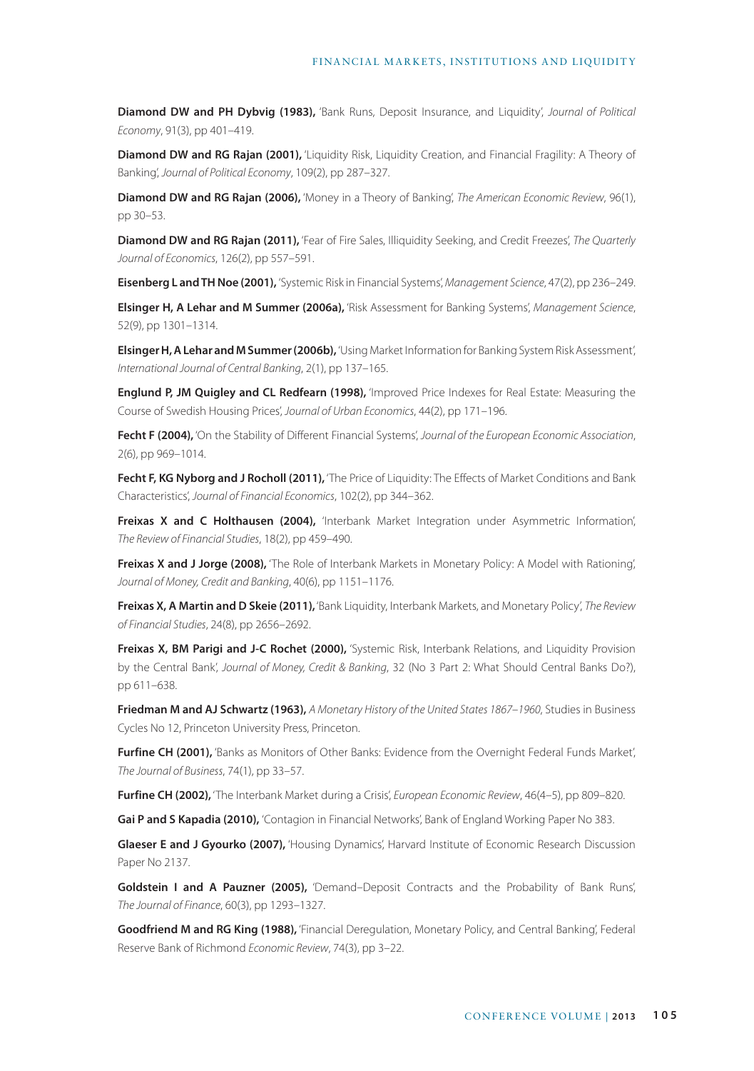**Diamond DW and PH Dybvig (1983),** 'Bank Runs, Deposit Insurance, and Liquidity', *Journal of Political Economy*, 91(3), pp 401–419.

**Diamond DW and RG Rajan (2001),** 'Liquidity Risk, Liquidity Creation, and Financial Fragility: A Theory of Banking', *Journal of Political Economy*, 109(2), pp 287–327.

**Diamond DW and RG Rajan (2006),** 'Money in a Theory of Banking', *The American Economic Review*, 96(1), pp 30–53.

**Diamond DW and RG Rajan (2011),** 'Fear of Fire Sales, Illiquidity Seeking, and Credit Freezes', *The Quarterly Journal of Economics*, 126(2), pp 557–591.

**Eisenberg L and TH Noe (2001),** 'Systemic Risk in Financial Systems', *Management Science*, 47(2), pp 236–249.

**Elsinger H, A Lehar and M Summer (2006a),** 'Risk Assessment for Banking Systems', *Management Science*, 52(9), pp 1301–1314.

**Elsinger H, A Lehar and M Summer (2006b),** 'Using Market Information for Banking System Risk Assessment', *International Journal of Central Banking*, 2(1), pp 137–165.

**Englund P, JM Quigley and CL Redfearn (1998),** 'Improved Price Indexes for Real Estate: Measuring the Course of Swedish Housing Prices', *Journal of Urban Economics*, 44(2), pp 171–196.

**Fecht F (2004),** 'On the Stability of Different Financial Systems', *Journal of the European Economic Association*, 2(6), pp 969–1014.

**Fecht F, KG Nyborg and J Rocholl (2011),** 'The Price of Liquidity: The Effects of Market Conditions and Bank Characteristics', *Journal of Financial Economics*, 102(2), pp 344–362.

**Freixas X and C Holthausen (2004),** 'Interbank Market Integration under Asymmetric Information', *The Review of Financial Studies*, 18(2), pp 459–490.

**Freixas X and J Jorge (2008),** 'The Role of Interbank Markets in Monetary Policy: A Model with Rationing', *Journal of Money, Credit and Banking*, 40(6), pp 1151–1176.

**Freixas X, A Martin and D Skeie (2011),** 'Bank Liquidity, Interbank Markets, and Monetary Policy', *The Review of Financial Studies*, 24(8), pp 2656–2692.

**Freixas X, BM Parigi and J-C Rochet (2000),** 'Systemic Risk, Interbank Relations, and Liquidity Provision by the Central Bank', *Journal of Money, Credit & Banking*, 32 (No 3 Part 2: What Should Central Banks Do?), pp 611–638.

**Friedman M and AJ Schwartz (1963),** *A Monetary History of the United States 1867–1960*, Studies in Business Cycles No 12, Princeton University Press, Princeton.

**Furfine CH (2001),** 'Banks as Monitors of Other Banks: Evidence from the Overnight Federal Funds Market', *The Journal of Business*, 74(1), pp 33–57.

**Furfine CH (2002),** 'The Interbank Market during a Crisis', *European Economic Review*, 46(4–5), pp 809–820.

**Gai P and S Kapadia (2010),** 'Contagion in Financial Networks', Bank of England Working Paper No 383.

**Glaeser E and J Gyourko (2007),** 'Housing Dynamics', Harvard Institute of Economic Research Discussion Paper No 2137.

**Goldstein I and A Pauzner (2005),** 'Demand–Deposit Contracts and the Probability of Bank Runs', *The Journal of Finance*, 60(3), pp 1293–1327.

**Goodfriend M and RG King (1988),** 'Financial Deregulation, Monetary Policy, and Central Banking', Federal Reserve Bank of Richmond *Economic Review*, 74(3), pp 3–22.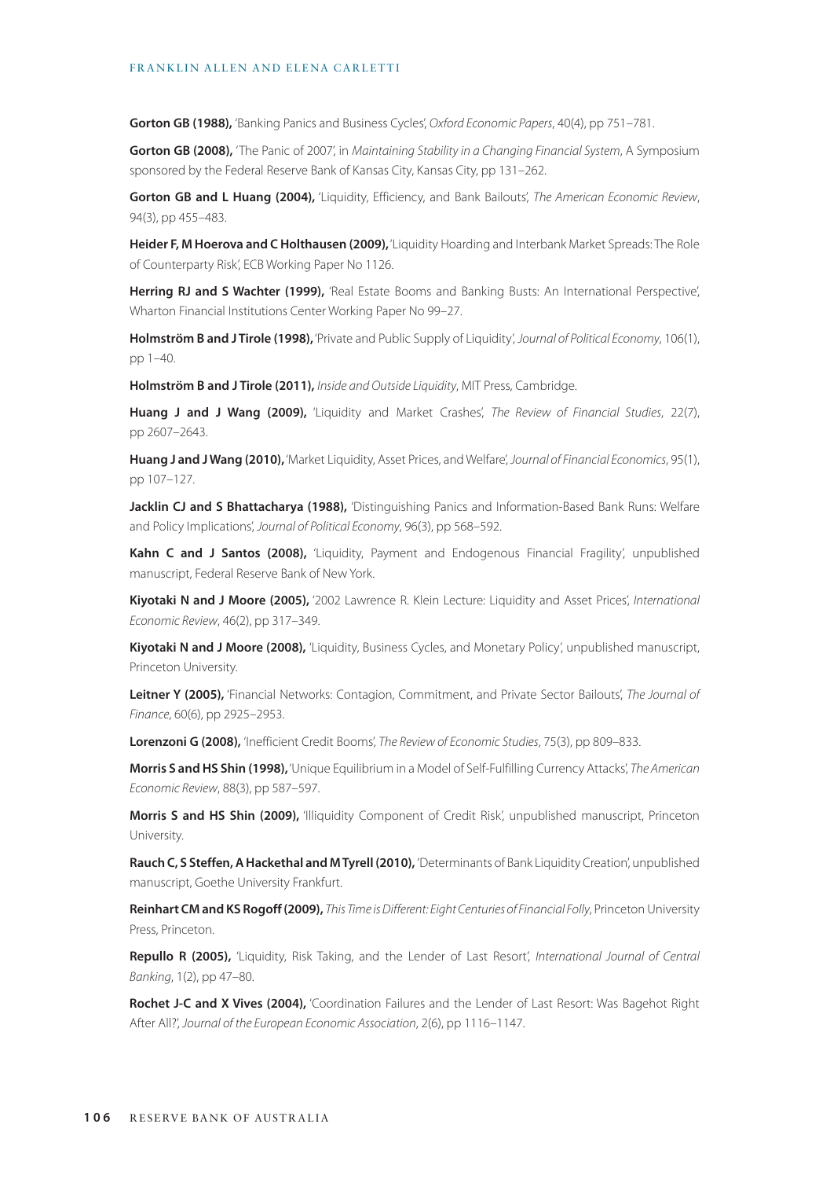**Gorton GB (1988),** 'Banking Panics and Business Cycles', *Oxford Economic Papers*, 40(4), pp 751–781.

**Gorton GB (2008),** 'The Panic of 2007', in *Maintaining Stability in a Changing Financial System*, A Symposium sponsored by the Federal Reserve Bank of Kansas City, Kansas City, pp 131–262.

**Gorton GB and L Huang (2004),** 'Liquidity, Efficiency, and Bank Bailouts', *The American Economic Review*, 94(3), pp 455–483.

**Heider F, M Hoerova and C Holthausen (2009),** 'Liquidity Hoarding and Interbank Market Spreads: The Role of Counterparty Risk', ECB Working Paper No 1126.

**Herring RJ and S Wachter (1999),** 'Real Estate Booms and Banking Busts: An International Perspective', Wharton Financial Institutions Center Working Paper No 99–27.

**Holmström B and J Tirole (1998),** 'Private and Public Supply of Liquidity', *Journal of Political Economy*, 106(1), pp 1–40.

**Holmström B and J Tirole (2011),** *Inside and Outside Liquidity*, MIT Press, Cambridge.

**Huang J and J Wang (2009),** 'Liquidity and Market Crashes', *The Review of Financial Studies*, 22(7), pp 2607–2643.

**Huang J and J Wang (2010),** 'Market Liquidity, Asset Prices, and Welfare', *Journal of Financial Economics*, 95(1), pp 107–127.

**Jacklin CJ and S Bhattacharya (1988),** 'Distinguishing Panics and Information-Based Bank Runs: Welfare and Policy Implications', *Journal of Political Economy*, 96(3), pp 568–592.

**Kahn C and J Santos (2008),** 'Liquidity, Payment and Endogenous Financial Fragility', unpublished manuscript, Federal Reserve Bank of New York.

**Kiyotaki N and J Moore (2005),** '2002 Lawrence R. Klein Lecture: Liquidity and Asset Prices', *International Economic Review*, 46(2), pp 317–349.

**Kiyotaki N and J Moore (2008),** 'Liquidity, Business Cycles, and Monetary Policy', unpublished manuscript, Princeton University.

**Leitner Y (2005),** 'Financial Networks: Contagion, Commitment, and Private Sector Bailouts', *The Journal of Finance*, 60(6), pp 2925–2953.

**Lorenzoni G (2008),** 'Inefficient Credit Booms', *The Review of Economic Studies*, 75(3), pp 809–833.

**Morris S and HS Shin (1998),** 'Unique Equilibrium in a Model of Self-Fulfilling Currency Attacks', *The American Economic Review*, 88(3), pp 587–597.

**Morris S and HS Shin (2009),** 'Illiquidity Component of Credit Risk', unpublished manuscript, Princeton University.

**Rauch C, S Steffen, A Hackethal and M Tyrell (2010),** 'Determinants of Bank Liquidity Creation', unpublished manuscript, Goethe University Frankfurt.

**Reinhart CM and KS Rogoff (2009),** *This Time is Different: Eight Centuries of Financial Folly*, Princeton University Press, Princeton.

**Repullo R (2005),** 'Liquidity, Risk Taking, and the Lender of Last Resort', *International Journal of Central Banking*, 1(2), pp 47–80.

**Rochet J-C and X Vives (2004),** 'Coordination Failures and the Lender of Last Resort: Was Bagehot Right After All?', *Journal of the European Economic Association*, 2(6), pp 1116–1147.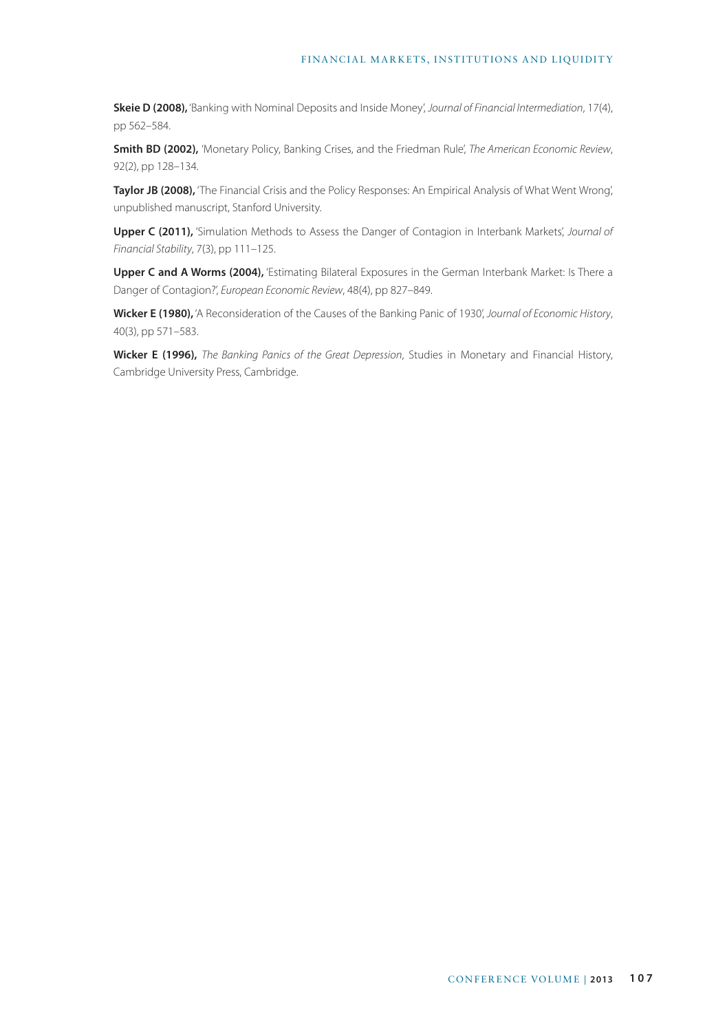**Skeie D (2008),** 'Banking with Nominal Deposits and Inside Money', *Journal of Financial Intermediation*, 17(4), pp 562–584.

**Smith BD (2002),** 'Monetary Policy, Banking Crises, and the Friedman Rule', *The American Economic Review*, 92(2), pp 128–134.

**Taylor JB (2008),** 'The Financial Crisis and the Policy Responses: An Empirical Analysis of What Went Wrong', unpublished manuscript, Stanford University.

**Upper C (2011),** 'Simulation Methods to Assess the Danger of Contagion in Interbank Markets', *Journal of Financial Stability*, 7(3), pp 111–125.

**Upper C and A Worms (2004),** 'Estimating Bilateral Exposures in the German Interbank Market: Is There a Danger of Contagion?', *European Economic Review*, 48(4), pp 827–849.

**Wicker E (1980),** 'A Reconsideration of the Causes of the Banking Panic of 1930', *Journal of Economic History*, 40(3), pp 571–583.

**Wicker E (1996),** *The Banking Panics of the Great Depression*, Studies in Monetary and Financial History, Cambridge University Press, Cambridge.